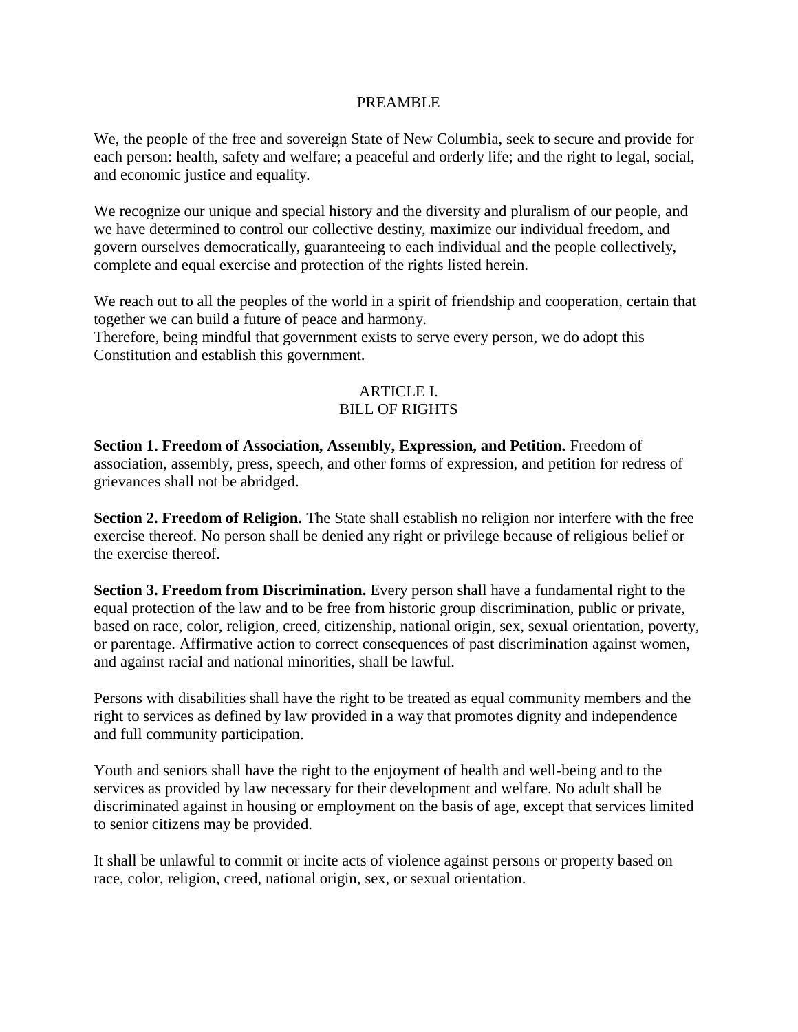# PREAMBLE

We, the people of the free and sovereign State of New Columbia, seek to secure and provide for each person: health, safety and welfare; a peaceful and orderly life; and the right to legal, social, and economic justice and equality.

We recognize our unique and special history and the diversity and pluralism of our people, and we have determined to control our collective destiny, maximize our individual freedom, and govern ourselves democratically, guaranteeing to each individual and the people collectively, complete and equal exercise and protection of the rights listed herein.

We reach out to all the peoples of the world in a spirit of friendship and cooperation, certain that together we can build a future of peace and harmony.
Therefore, being mindful that government exists to serve every person, we do adopt this Constitution and establish this government.

## ARTICLE I.
## BILL OF RIGHTS

**Section 1. Freedom of Association, Assembly, Expression, and Petition.** Freedom of association, assembly, press, speech, and other forms of expression, and petition for redress of grievances shall not be abridged.

**Section 2. Freedom of Religion.** The State shall establish no religion nor interfere with the free exercise thereof. No person shall be denied any right or privilege because of religious belief or the exercise thereof.

**Section 3. Freedom from Discrimination.** Every person shall have a fundamental right to the equal protection of the law and to be free from historic group discrimination, public or private, based on race, color, religion, creed, citizenship, national origin, sex, sexual orientation, poverty, or parentage. Affirmative action to correct consequences of past discrimination against women, and against racial and national minorities, shall be lawful.

Persons with disabilities shall have the right to be treated as equal community members and the right to services as defined by law provided in a way that promotes dignity and independence and full community participation.

Youth and seniors shall have the right to the enjoyment of health and well-being and to the services as provided by law necessary for their development and welfare. No adult shall be discriminated against in housing or employment on the basis of age, except that services limited to senior citizens may be provided.

It shall be unlawful to commit or incite acts of violence against persons or property based on race, color, religion, creed, national origin, sex, or sexual orientation.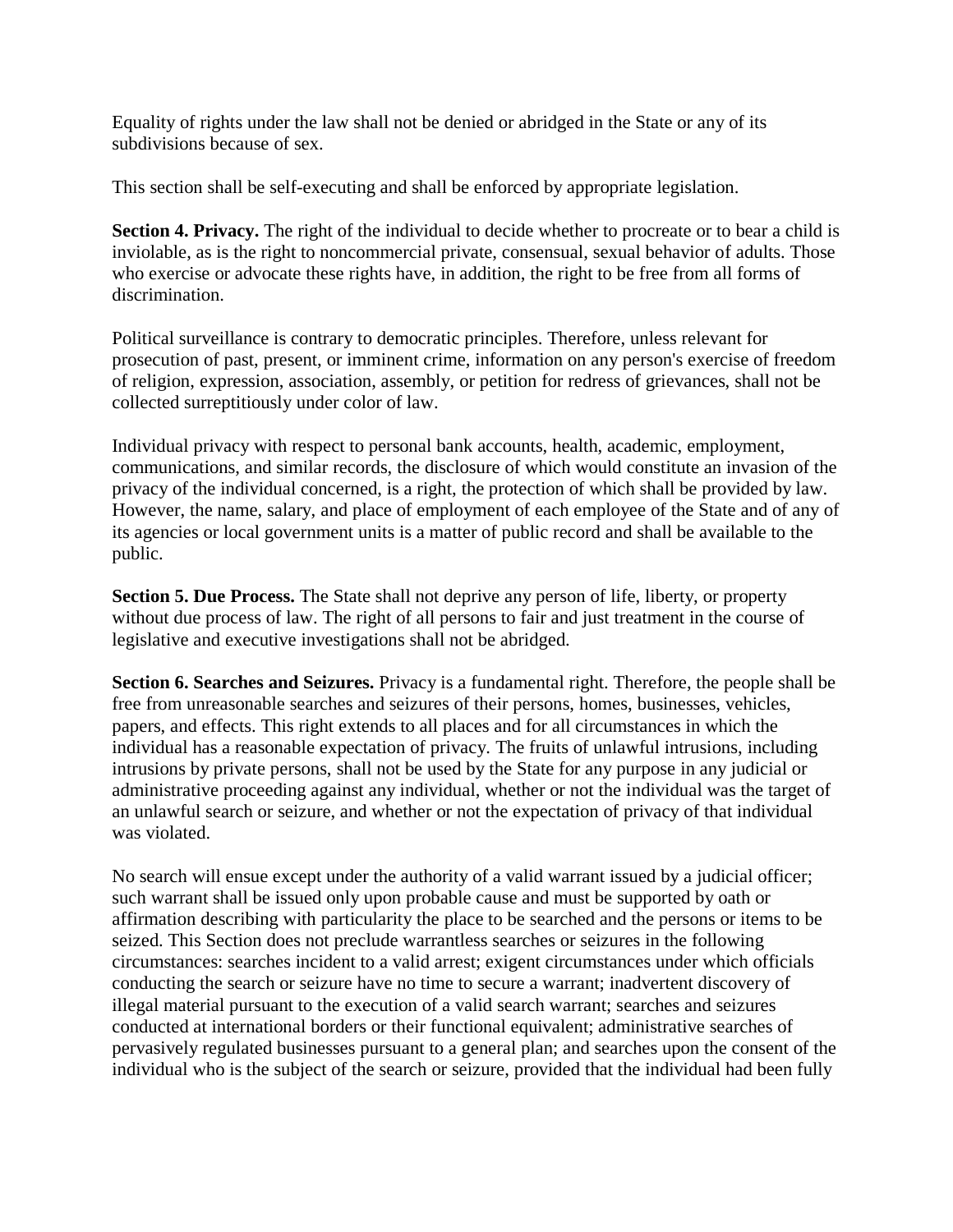Equality of rights under the law shall not be denied or abridged in the State or any of its subdivisions because of sex.

This section shall be self-executing and shall be enforced by appropriate legislation.

**Section 4. Privacy.** The right of the individual to decide whether to procreate or to bear a child is inviolable, as is the right to noncommercial private, consensual, sexual behavior of adults. Those who exercise or advocate these rights have, in addition, the right to be free from all forms of discrimination.

Political surveillance is contrary to democratic principles. Therefore, unless relevant for prosecution of past, present, or imminent crime, information on any person's exercise of freedom of religion, expression, association, assembly, or petition for redress of grievances, shall not be collected surreptitiously under color of law.

Individual privacy with respect to personal bank accounts, health, academic, employment, communications, and similar records, the disclosure of which would constitute an invasion of the privacy of the individual concerned, is a right, the protection of which shall be provided by law. However, the name, salary, and place of employment of each employee of the State and of any of its agencies or local government units is a matter of public record and shall be available to the public.

**Section 5. Due Process.** The State shall not deprive any person of life, liberty, or property without due process of law. The right of all persons to fair and just treatment in the course of legislative and executive investigations shall not be abridged.

**Section 6. Searches and Seizures.** Privacy is a fundamental right. Therefore, the people shall be free from unreasonable searches and seizures of their persons, homes, businesses, vehicles, papers, and effects. This right extends to all places and for all circumstances in which the individual has a reasonable expectation of privacy. The fruits of unlawful intrusions, including intrusions by private persons, shall not be used by the State for any purpose in any judicial or administrative proceeding against any individual, whether or not the individual was the target of an unlawful search or seizure, and whether or not the expectation of privacy of that individual was violated.

No search will ensue except under the authority of a valid warrant issued by a judicial officer; such warrant shall be issued only upon probable cause and must be supported by oath or affirmation describing with particularity the place to be searched and the persons or items to be seized. This Section does not preclude warrantless searches or seizures in the following circumstances: searches incident to a valid arrest; exigent circumstances under which officials conducting the search or seizure have no time to secure a warrant; inadvertent discovery of illegal material pursuant to the execution of a valid search warrant; searches and seizures conducted at international borders or their functional equivalent; administrative searches of pervasively regulated businesses pursuant to a general plan; and searches upon the consent of the individual who is the subject of the search or seizure, provided that the individual had been fully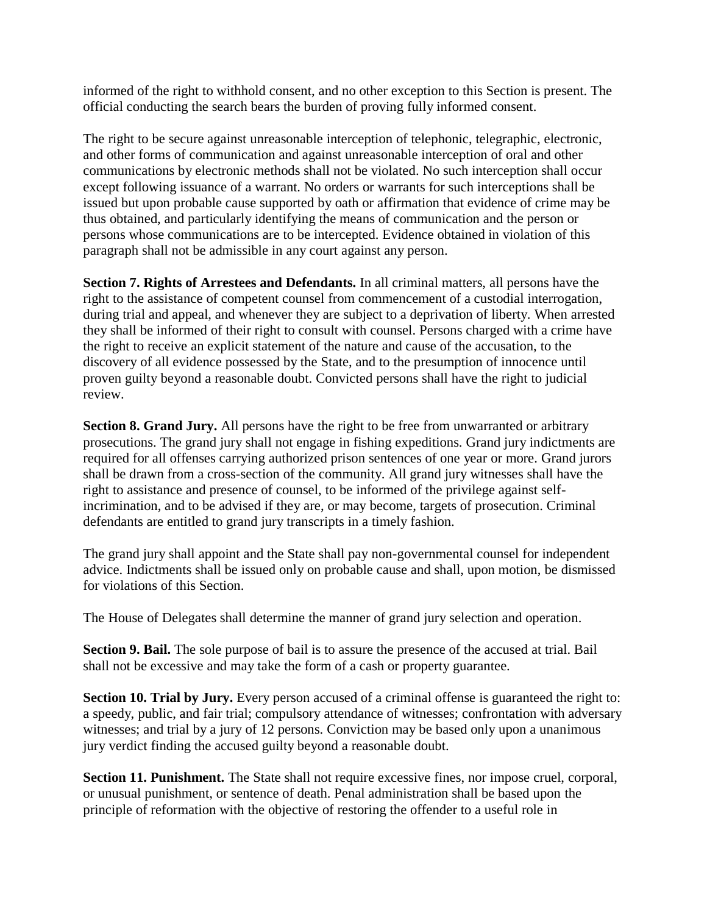informed of the right to withhold consent, and no other exception to this Section is present. The official conducting the search bears the burden of proving fully informed consent.

The right to be secure against unreasonable interception of telephonic, telegraphic, electronic, and other forms of communication and against unreasonable interception of oral and other communications by electronic methods shall not be violated. No such interception shall occur except following issuance of a warrant. No orders or warrants for such interceptions shall be issued but upon probable cause supported by oath or affirmation that evidence of crime may be thus obtained, and particularly identifying the means of communication and the person or persons whose communications are to be intercepted. Evidence obtained in violation of this paragraph shall not be admissible in any court against any person.

**Section 7. Rights of Arrestees and Defendants.** In all criminal matters, all persons have the right to the assistance of competent counsel from commencement of a custodial interrogation, during trial and appeal, and whenever they are subject to a deprivation of liberty. When arrested they shall be informed of their right to consult with counsel. Persons charged with a crime have the right to receive an explicit statement of the nature and cause of the accusation, to the discovery of all evidence possessed by the State, and to the presumption of innocence until proven guilty beyond a reasonable doubt. Convicted persons shall have the right to judicial review.

**Section 8. Grand Jury.** All persons have the right to be free from unwarranted or arbitrary prosecutions. The grand jury shall not engage in fishing expeditions. Grand jury indictments are required for all offenses carrying authorized prison sentences of one year or more. Grand jurors shall be drawn from a cross-section of the community. All grand jury witnesses shall have the right to assistance and presence of counsel, to be informed of the privilege against self-incrimination, and to be advised if they are, or may become, targets of prosecution. Criminal defendants are entitled to grand jury transcripts in a timely fashion.

The grand jury shall appoint and the State shall pay non-governmental counsel for independent advice. Indictments shall be issued only on probable cause and shall, upon motion, be dismissed for violations of this Section.

The House of Delegates shall determine the manner of grand jury selection and operation.

**Section 9. Bail.** The sole purpose of bail is to assure the presence of the accused at trial. Bail shall not be excessive and may take the form of a cash or property guarantee.

**Section 10. Trial by Jury.** Every person accused of a criminal offense is guaranteed the right to: a speedy, public, and fair trial; compulsory attendance of witnesses; confrontation with adversary witnesses; and trial by a jury of 12 persons. Conviction may be based only upon a unanimous jury verdict finding the accused guilty beyond a reasonable doubt.

**Section 11. Punishment.** The State shall not require excessive fines, nor impose cruel, corporal, or unusual punishment, or sentence of death. Penal administration shall be based upon the principle of reformation with the objective of restoring the offender to a useful role in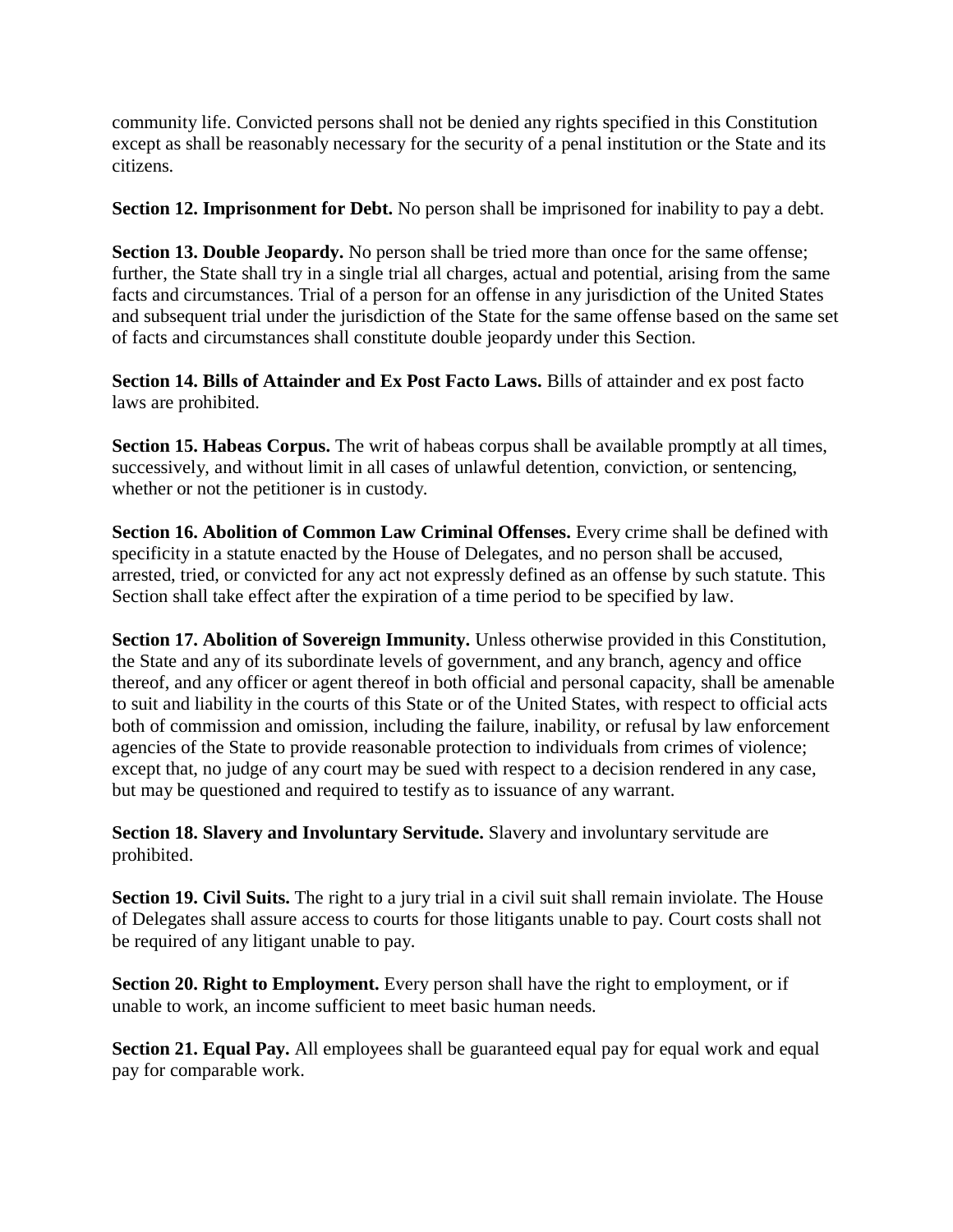community life. Convicted persons shall not be denied any rights specified in this Constitution except as shall be reasonably necessary for the security of a penal institution or the State and its citizens.

**Section 12. Imprisonment for Debt.** No person shall be imprisoned for inability to pay a debt.

**Section 13. Double Jeopardy.** No person shall be tried more than once for the same offense; further, the State shall try in a single trial all charges, actual and potential, arising from the same facts and circumstances. Trial of a person for an offense in any jurisdiction of the United States and subsequent trial under the jurisdiction of the State for the same offense based on the same set of facts and circumstances shall constitute double jeopardy under this Section.

**Section 14. Bills of Attainder and Ex Post Facto Laws.** Bills of attainder and ex post facto laws are prohibited.

**Section 15. Habeas Corpus.** The writ of habeas corpus shall be available promptly at all times, successively, and without limit in all cases of unlawful detention, conviction, or sentencing, whether or not the petitioner is in custody.

**Section 16. Abolition of Common Law Criminal Offenses.** Every crime shall be defined with specificity in a statute enacted by the House of Delegates, and no person shall be accused, arrested, tried, or convicted for any act not expressly defined as an offense by such statute. This Section shall take effect after the expiration of a time period to be specified by law.

**Section 17. Abolition of Sovereign Immunity.** Unless otherwise provided in this Constitution, the State and any of its subordinate levels of government, and any branch, agency and office thereof, and any officer or agent thereof in both official and personal capacity, shall be amenable to suit and liability in the courts of this State or of the United States, with respect to official acts both of commission and omission, including the failure, inability, or refusal by law enforcement agencies of the State to provide reasonable protection to individuals from crimes of violence; except that, no judge of any court may be sued with respect to a decision rendered in any case, but may be questioned and required to testify as to issuance of any warrant.

**Section 18. Slavery and Involuntary Servitude.** Slavery and involuntary servitude are prohibited.

**Section 19. Civil Suits.** The right to a jury trial in a civil suit shall remain inviolate. The House of Delegates shall assure access to courts for those litigants unable to pay. Court costs shall not be required of any litigant unable to pay.

**Section 20. Right to Employment.** Every person shall have the right to employment, or if unable to work, an income sufficient to meet basic human needs.

**Section 21. Equal Pay.** All employees shall be guaranteed equal pay for equal work and equal pay for comparable work.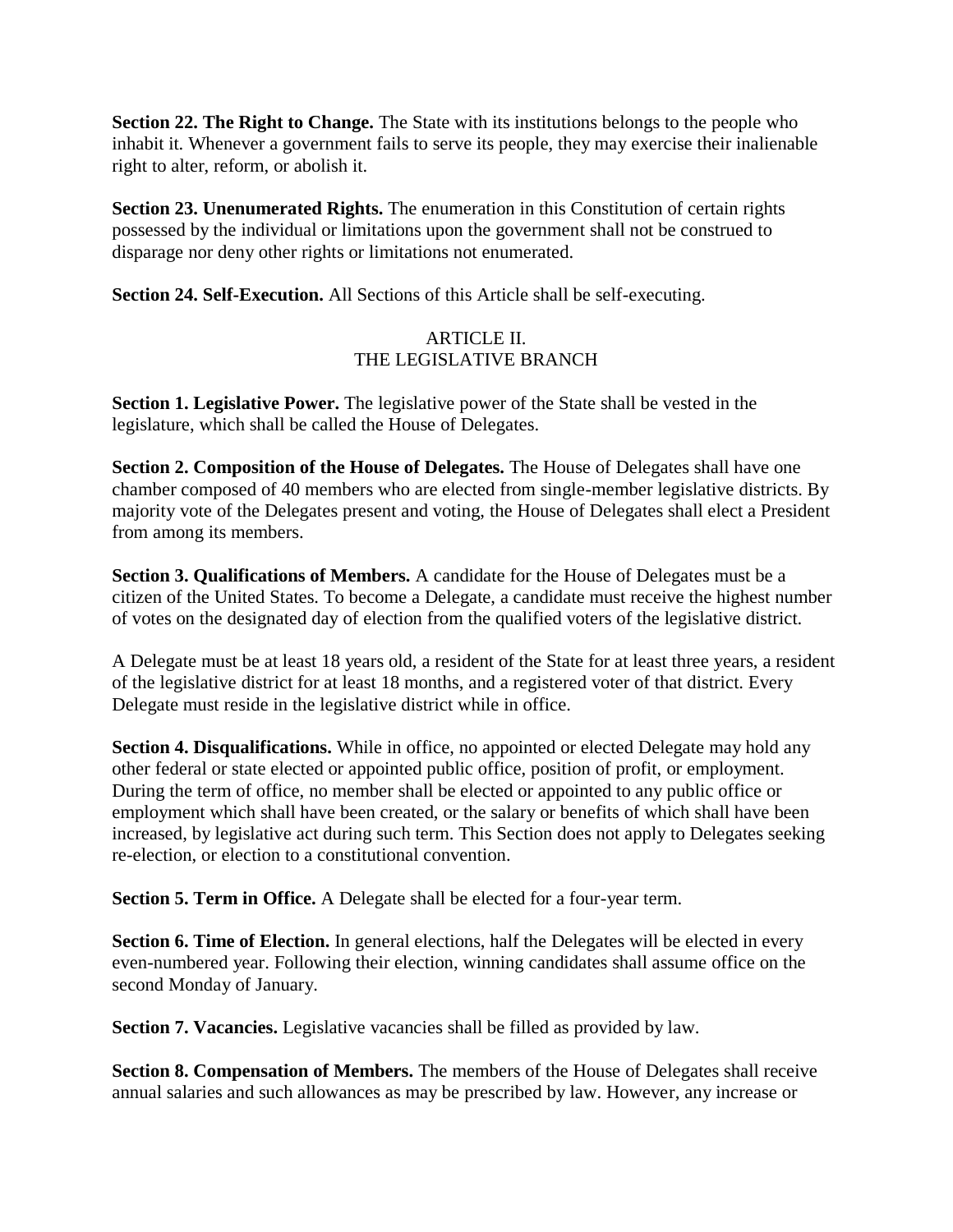**Section 22. The Right to Change.** The State with its institutions belongs to the people who inhabit it. Whenever a government fails to serve its people, they may exercise their inalienable right to alter, reform, or abolish it.

**Section 23. Unenumerated Rights.** The enumeration in this Constitution of certain rights possessed by the individual or limitations upon the government shall not be construed to disparage nor deny other rights or limitations not enumerated.

**Section 24. Self-Execution.** All Sections of this Article shall be self-executing.

## ARTICLE II.
## THE LEGISLATIVE BRANCH

**Section 1. Legislative Power.** The legislative power of the State shall be vested in the legislature, which shall be called the House of Delegates.

**Section 2. Composition of the House of Delegates.** The House of Delegates shall have one chamber composed of 40 members who are elected from single-member legislative districts. By majority vote of the Delegates present and voting, the House of Delegates shall elect a President from among its members.

**Section 3. Qualifications of Members.** A candidate for the House of Delegates must be a citizen of the United States. To become a Delegate, a candidate must receive the highest number of votes on the designated day of election from the qualified voters of the legislative district.

A Delegate must be at least 18 years old, a resident of the State for at least three years, a resident of the legislative district for at least 18 months, and a registered voter of that district. Every Delegate must reside in the legislative district while in office.

**Section 4. Disqualifications.** While in office, no appointed or elected Delegate may hold any other federal or state elected or appointed public office, position of profit, or employment. During the term of office, no member shall be elected or appointed to any public office or employment which shall have been created, or the salary or benefits of which shall have been increased, by legislative act during such term. This Section does not apply to Delegates seeking re-election, or election to a constitutional convention.

**Section 5. Term in Office.** A Delegate shall be elected for a four-year term.

**Section 6. Time of Election.** In general elections, half the Delegates will be elected in every even-numbered year. Following their election, winning candidates shall assume office on the second Monday of January.

**Section 7. Vacancies.** Legislative vacancies shall be filled as provided by law.

**Section 8. Compensation of Members.** The members of the House of Delegates shall receive annual salaries and such allowances as may be prescribed by law. However, any increase or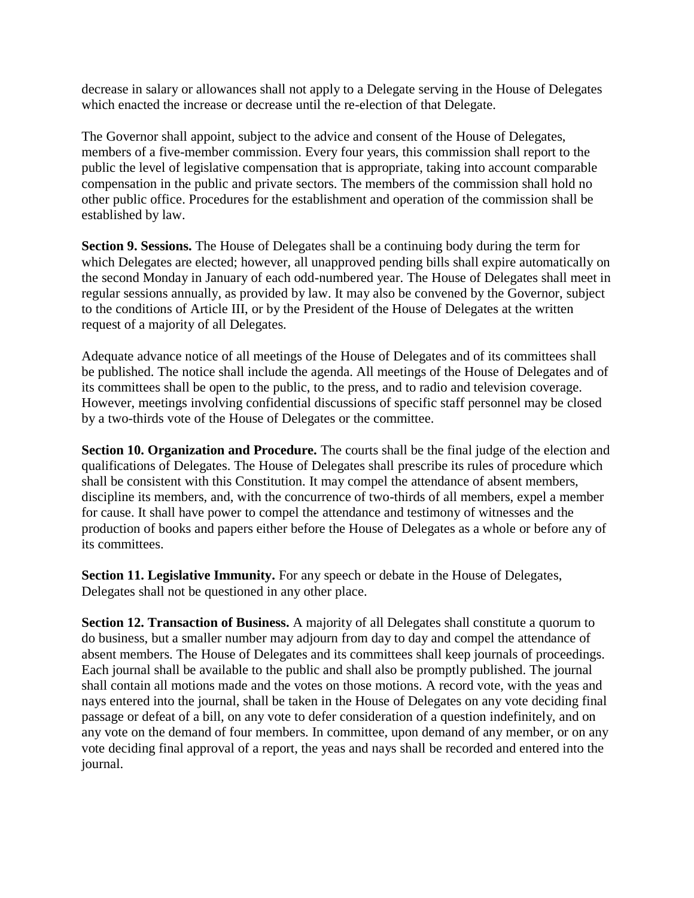decrease in salary or allowances shall not apply to a Delegate serving in the House of Delegates which enacted the increase or decrease until the re-election of that Delegate.

The Governor shall appoint, subject to the advice and consent of the House of Delegates, members of a five-member commission. Every four years, this commission shall report to the public the level of legislative compensation that is appropriate, taking into account comparable compensation in the public and private sectors. The members of the commission shall hold no other public office. Procedures for the establishment and operation of the commission shall be established by law.

**Section 9. Sessions.** The House of Delegates shall be a continuing body during the term for which Delegates are elected; however, all unapproved pending bills shall expire automatically on the second Monday in January of each odd-numbered year. The House of Delegates shall meet in regular sessions annually, as provided by law. It may also be convened by the Governor, subject to the conditions of Article III, or by the President of the House of Delegates at the written request of a majority of all Delegates.

Adequate advance notice of all meetings of the House of Delegates and of its committees shall be published. The notice shall include the agenda. All meetings of the House of Delegates and of its committees shall be open to the public, to the press, and to radio and television coverage. However, meetings involving confidential discussions of specific staff personnel may be closed by a two-thirds vote of the House of Delegates or the committee.

**Section 10. Organization and Procedure.** The courts shall be the final judge of the election and qualifications of Delegates. The House of Delegates shall prescribe its rules of procedure which shall be consistent with this Constitution. It may compel the attendance of absent members, discipline its members, and, with the concurrence of two-thirds of all members, expel a member for cause. It shall have power to compel the attendance and testimony of witnesses and the production of books and papers either before the House of Delegates as a whole or before any of its committees.

**Section 11. Legislative Immunity.** For any speech or debate in the House of Delegates, Delegates shall not be questioned in any other place.

**Section 12. Transaction of Business.** A majority of all Delegates shall constitute a quorum to do business, but a smaller number may adjourn from day to day and compel the attendance of absent members. The House of Delegates and its committees shall keep journals of proceedings. Each journal shall be available to the public and shall also be promptly published. The journal shall contain all motions made and the votes on those motions. A record vote, with the yeas and nays entered into the journal, shall be taken in the House of Delegates on any vote deciding final passage or defeat of a bill, on any vote to defer consideration of a question indefinitely, and on any vote on the demand of four members. In committee, upon demand of any member, or on any vote deciding final approval of a report, the yeas and nays shall be recorded and entered into the journal.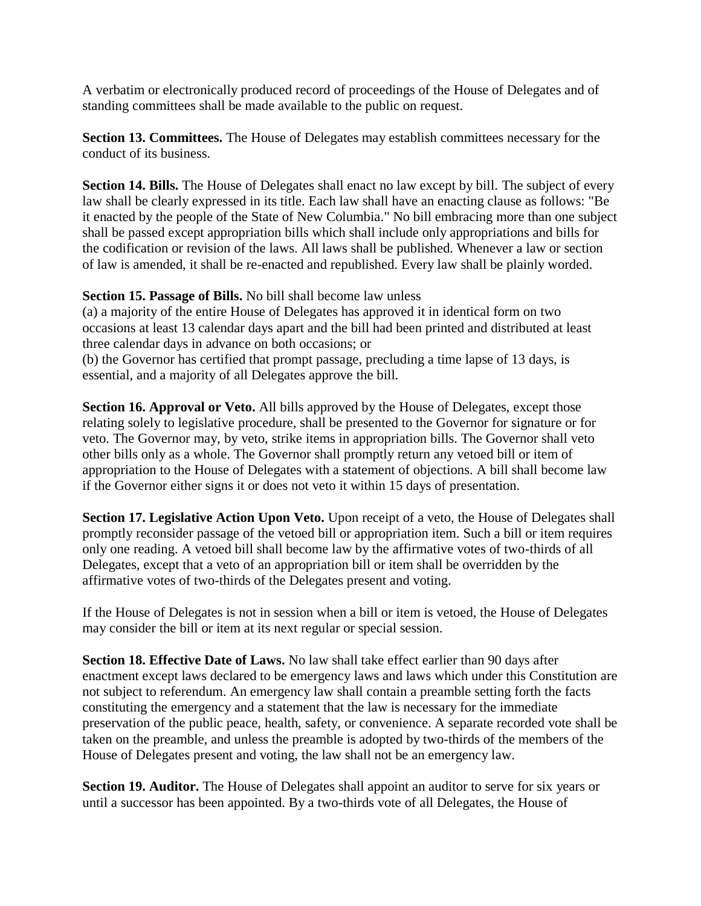A verbatim or electronically produced record of proceedings of the House of Delegates and of standing committees shall be made available to the public on request.

**Section 13. Committees.** The House of Delegates may establish committees necessary for the conduct of its business.

**Section 14. Bills.** The House of Delegates shall enact no law except by bill. The subject of every law shall be clearly expressed in its title. Each law shall have an enacting clause as follows: "Be it enacted by the people of the State of New Columbia." No bill embracing more than one subject shall be passed except appropriation bills which shall include only appropriations and bills for the codification or revision of the laws. All laws shall be published. Whenever a law or section of law is amended, it shall be re-enacted and republished. Every law shall be plainly worded.

**Section 15. Passage of Bills.** No bill shall become law unless
(a) a majority of the entire House of Delegates has approved it in identical form on two occasions at least 13 calendar days apart and the bill had been printed and distributed at least three calendar days in advance on both occasions; or
(b) the Governor has certified that prompt passage, precluding a time lapse of 13 days, is essential, and a majority of all Delegates approve the bill.

**Section 16. Approval or Veto.** All bills approved by the House of Delegates, except those relating solely to legislative procedure, shall be presented to the Governor for signature or for veto. The Governor may, by veto, strike items in appropriation bills. The Governor shall veto other bills only as a whole. The Governor shall promptly return any vetoed bill or item of appropriation to the House of Delegates with a statement of objections. A bill shall become law if the Governor either signs it or does not veto it within 15 days of presentation.

**Section 17. Legislative Action Upon Veto.** Upon receipt of a veto, the House of Delegates shall promptly reconsider passage of the vetoed bill or appropriation item. Such a bill or item requires only one reading. A vetoed bill shall become law by the affirmative votes of two-thirds of all Delegates, except that a veto of an appropriation bill or item shall be overridden by the affirmative votes of two-thirds of the Delegates present and voting.

If the House of Delegates is not in session when a bill or item is vetoed, the House of Delegates may consider the bill or item at its next regular or special session.

**Section 18. Effective Date of Laws.** No law shall take effect earlier than 90 days after enactment except laws declared to be emergency laws and laws which under this Constitution are not subject to referendum. An emergency law shall contain a preamble setting forth the facts constituting the emergency and a statement that the law is necessary for the immediate preservation of the public peace, health, safety, or convenience. A separate recorded vote shall be taken on the preamble, and unless the preamble is adopted by two-thirds of the members of the House of Delegates present and voting, the law shall not be an emergency law.

**Section 19. Auditor.** The House of Delegates shall appoint an auditor to serve for six years or until a successor has been appointed. By a two-thirds vote of all Delegates, the House of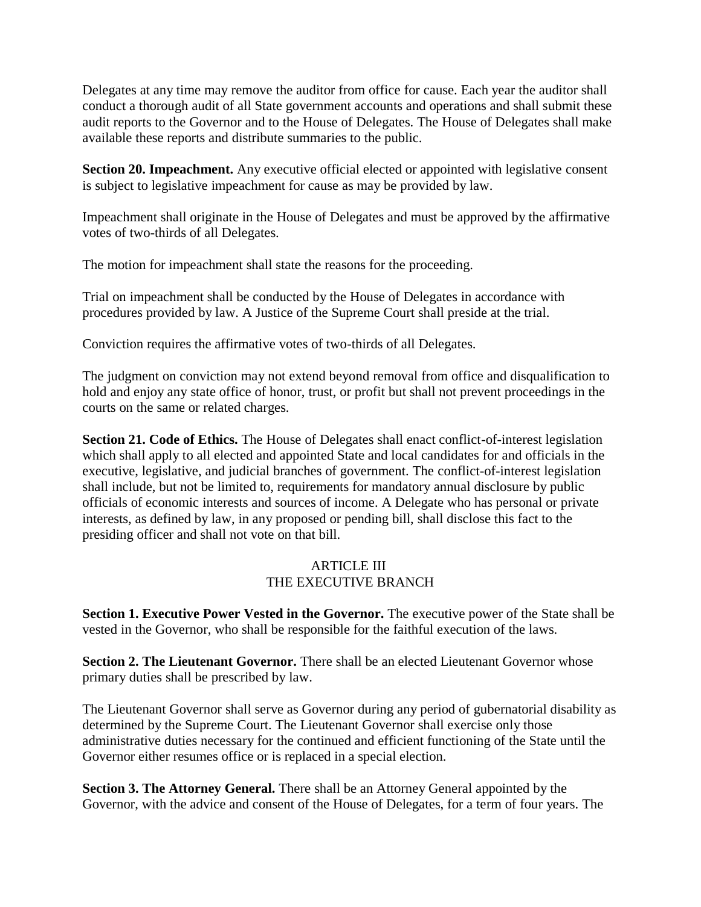Delegates at any time may remove the auditor from office for cause. Each year the auditor shall conduct a thorough audit of all State government accounts and operations and shall submit these audit reports to the Governor and to the House of Delegates. The House of Delegates shall make available these reports and distribute summaries to the public.

**Section 20. Impeachment.** Any executive official elected or appointed with legislative consent is subject to legislative impeachment for cause as may be provided by law.

Impeachment shall originate in the House of Delegates and must be approved by the affirmative votes of two-thirds of all Delegates.

The motion for impeachment shall state the reasons for the proceeding.

Trial on impeachment shall be conducted by the House of Delegates in accordance with procedures provided by law. A Justice of the Supreme Court shall preside at the trial.

Conviction requires the affirmative votes of two-thirds of all Delegates.

The judgment on conviction may not extend beyond removal from office and disqualification to hold and enjoy any state office of honor, trust, or profit but shall not prevent proceedings in the courts on the same or related charges.

**Section 21. Code of Ethics.** The House of Delegates shall enact conflict-of-interest legislation which shall apply to all elected and appointed State and local candidates for and officials in the executive, legislative, and judicial branches of government. The conflict-of-interest legislation shall include, but not be limited to, requirements for mandatory annual disclosure by public officials of economic interests and sources of income. A Delegate who has personal or private interests, as defined by law, in any proposed or pending bill, shall disclose this fact to the presiding officer and shall not vote on that bill.

## ARTICLE III
## THE EXECUTIVE BRANCH

**Section 1. Executive Power Vested in the Governor.** The executive power of the State shall be vested in the Governor, who shall be responsible for the faithful execution of the laws.

**Section 2. The Lieutenant Governor.** There shall be an elected Lieutenant Governor whose primary duties shall be prescribed by law.

The Lieutenant Governor shall serve as Governor during any period of gubernatorial disability as determined by the Supreme Court. The Lieutenant Governor shall exercise only those administrative duties necessary for the continued and efficient functioning of the State until the Governor either resumes office or is replaced in a special election.

**Section 3. The Attorney General.** There shall be an Attorney General appointed by the Governor, with the advice and consent of the House of Delegates, for a term of four years. The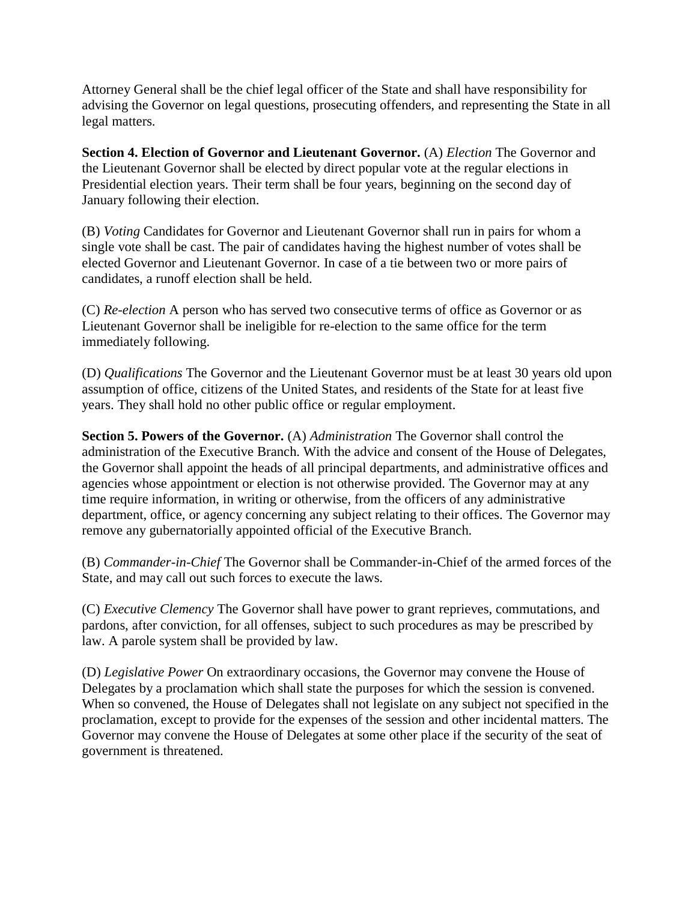Attorney General shall be the chief legal officer of the State and shall have responsibility for advising the Governor on legal questions, prosecuting offenders, and representing the State in all legal matters.

**Section 4. Election of Governor and Lieutenant Governor.** (A) *Election* The Governor and the Lieutenant Governor shall be elected by direct popular vote at the regular elections in Presidential election years. Their term shall be four years, beginning on the second day of January following their election.

(B) *Voting* Candidates for Governor and Lieutenant Governor shall run in pairs for whom a single vote shall be cast. The pair of candidates having the highest number of votes shall be elected Governor and Lieutenant Governor. In case of a tie between two or more pairs of candidates, a runoff election shall be held.

(C) *Re-election* A person who has served two consecutive terms of office as Governor or as Lieutenant Governor shall be ineligible for re-election to the same office for the term immediately following.

(D) *Qualifications* The Governor and the Lieutenant Governor must be at least 30 years old upon assumption of office, citizens of the United States, and residents of the State for at least five years. They shall hold no other public office or regular employment.

**Section 5. Powers of the Governor.** (A) *Administration* The Governor shall control the administration of the Executive Branch. With the advice and consent of the House of Delegates, the Governor shall appoint the heads of all principal departments, and administrative offices and agencies whose appointment or election is not otherwise provided. The Governor may at any time require information, in writing or otherwise, from the officers of any administrative department, office, or agency concerning any subject relating to their offices. The Governor may remove any gubernatorially appointed official of the Executive Branch.

(B) *Commander-in-Chief* The Governor shall be Commander-in-Chief of the armed forces of the State, and may call out such forces to execute the laws.

(C) *Executive Clemency* The Governor shall have power to grant reprieves, commutations, and pardons, after conviction, for all offenses, subject to such procedures as may be prescribed by law. A parole system shall be provided by law.

(D) *Legislative Power* On extraordinary occasions, the Governor may convene the House of Delegates by a proclamation which shall state the purposes for which the session is convened. When so convened, the House of Delegates shall not legislate on any subject not specified in the proclamation, except to provide for the expenses of the session and other incidental matters. The Governor may convene the House of Delegates at some other place if the security of the seat of government is threatened.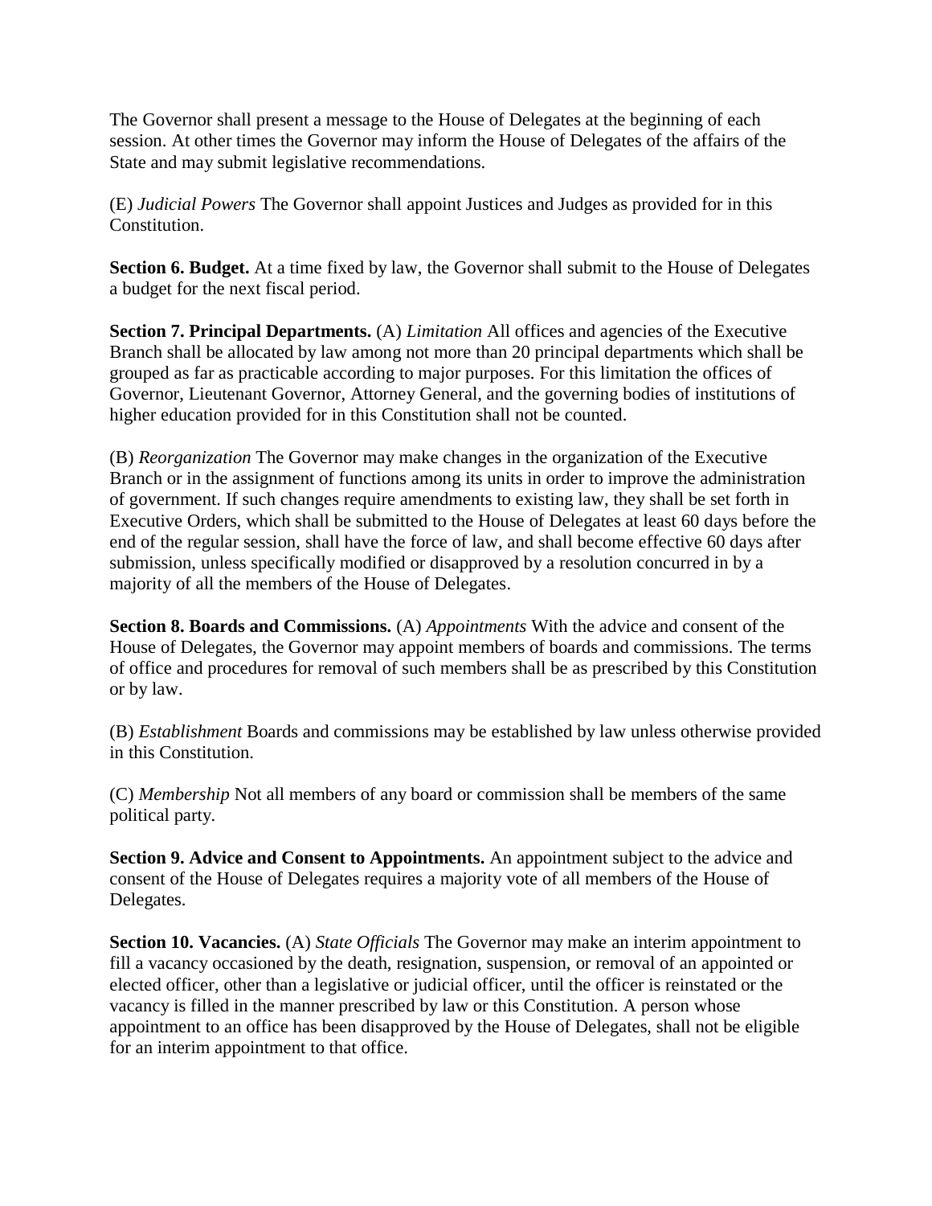The Governor shall present a message to the House of Delegates at the beginning of each session. At other times the Governor may inform the House of Delegates of the affairs of the State and may submit legislative recommendations.

(E) *Judicial Powers* The Governor shall appoint Justices and Judges as provided for in this Constitution.

**Section 6. Budget.** At a time fixed by law, the Governor shall submit to the House of Delegates a budget for the next fiscal period.

**Section 7. Principal Departments.** (A) *Limitation* All offices and agencies of the Executive Branch shall be allocated by law among not more than 20 principal departments which shall be grouped as far as practicable according to major purposes. For this limitation the offices of Governor, Lieutenant Governor, Attorney General, and the governing bodies of institutions of higher education provided for in this Constitution shall not be counted.

(B) *Reorganization* The Governor may make changes in the organization of the Executive Branch or in the assignment of functions among its units in order to improve the administration of government. If such changes require amendments to existing law, they shall be set forth in Executive Orders, which shall be submitted to the House of Delegates at least 60 days before the end of the regular session, shall have the force of law, and shall become effective 60 days after submission, unless specifically modified or disapproved by a resolution concurred in by a majority of all the members of the House of Delegates.

**Section 8. Boards and Commissions.** (A) *Appointments* With the advice and consent of the House of Delegates, the Governor may appoint members of boards and commissions. The terms of office and procedures for removal of such members shall be as prescribed by this Constitution or by law.

(B) *Establishment* Boards and commissions may be established by law unless otherwise provided in this Constitution.

(C) *Membership* Not all members of any board or commission shall be members of the same political party.

**Section 9. Advice and Consent to Appointments.** An appointment subject to the advice and consent of the House of Delegates requires a majority vote of all members of the House of Delegates.

**Section 10. Vacancies.** (A) *State Officials* The Governor may make an interim appointment to fill a vacancy occasioned by the death, resignation, suspension, or removal of an appointed or elected officer, other than a legislative or judicial officer, until the officer is reinstated or the vacancy is filled in the manner prescribed by law or this Constitution. A person whose appointment to an office has been disapproved by the House of Delegates, shall not be eligible for an interim appointment to that office.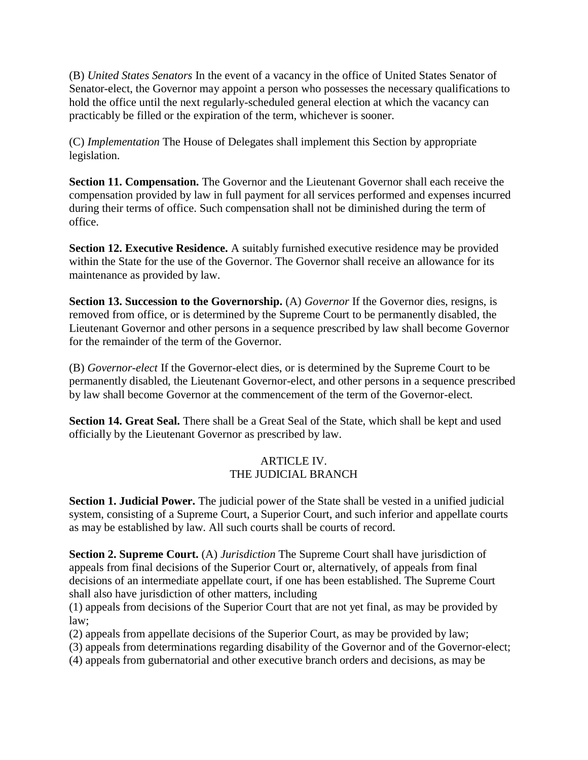(B) *United States Senators* In the event of a vacancy in the office of United States Senator of Senator-elect, the Governor may appoint a person who possesses the necessary qualifications to hold the office until the next regularly-scheduled general election at which the vacancy can practicably be filled or the expiration of the term, whichever is sooner.

(C) *Implementation* The House of Delegates shall implement this Section by appropriate legislation.

**Section 11. Compensation.** The Governor and the Lieutenant Governor shall each receive the compensation provided by law in full payment for all services performed and expenses incurred during their terms of office. Such compensation shall not be diminished during the term of office.

**Section 12. Executive Residence.** A suitably furnished executive residence may be provided within the State for the use of the Governor. The Governor shall receive an allowance for its maintenance as provided by law.

**Section 13. Succession to the Governorship.** (A) *Governor* If the Governor dies, resigns, is removed from office, or is determined by the Supreme Court to be permanently disabled, the Lieutenant Governor and other persons in a sequence prescribed by law shall become Governor for the remainder of the term of the Governor.

(B) *Governor-elect* If the Governor-elect dies, or is determined by the Supreme Court to be permanently disabled, the Lieutenant Governor-elect, and other persons in a sequence prescribed by law shall become Governor at the commencement of the term of the Governor-elect.

**Section 14. Great Seal.** There shall be a Great Seal of the State, which shall be kept and used officially by the Lieutenant Governor as prescribed by law.

## ARTICLE IV.
## THE JUDICIAL BRANCH

**Section 1. Judicial Power.** The judicial power of the State shall be vested in a unified judicial system, consisting of a Supreme Court, a Superior Court, and such inferior and appellate courts as may be established by law. All such courts shall be courts of record.

**Section 2. Supreme Court.** (A) *Jurisdiction* The Supreme Court shall have jurisdiction of appeals from final decisions of the Superior Court or, alternatively, of appeals from final decisions of an intermediate appellate court, if one has been established. The Supreme Court shall also have jurisdiction of other matters, including
(1) appeals from decisions of the Superior Court that are not yet final, as may be provided by law;
(2) appeals from appellate decisions of the Superior Court, as may be provided by law;
(3) appeals from determinations regarding disability of the Governor and of the Governor-elect;
(4) appeals from gubernatorial and other executive branch orders and decisions, as may be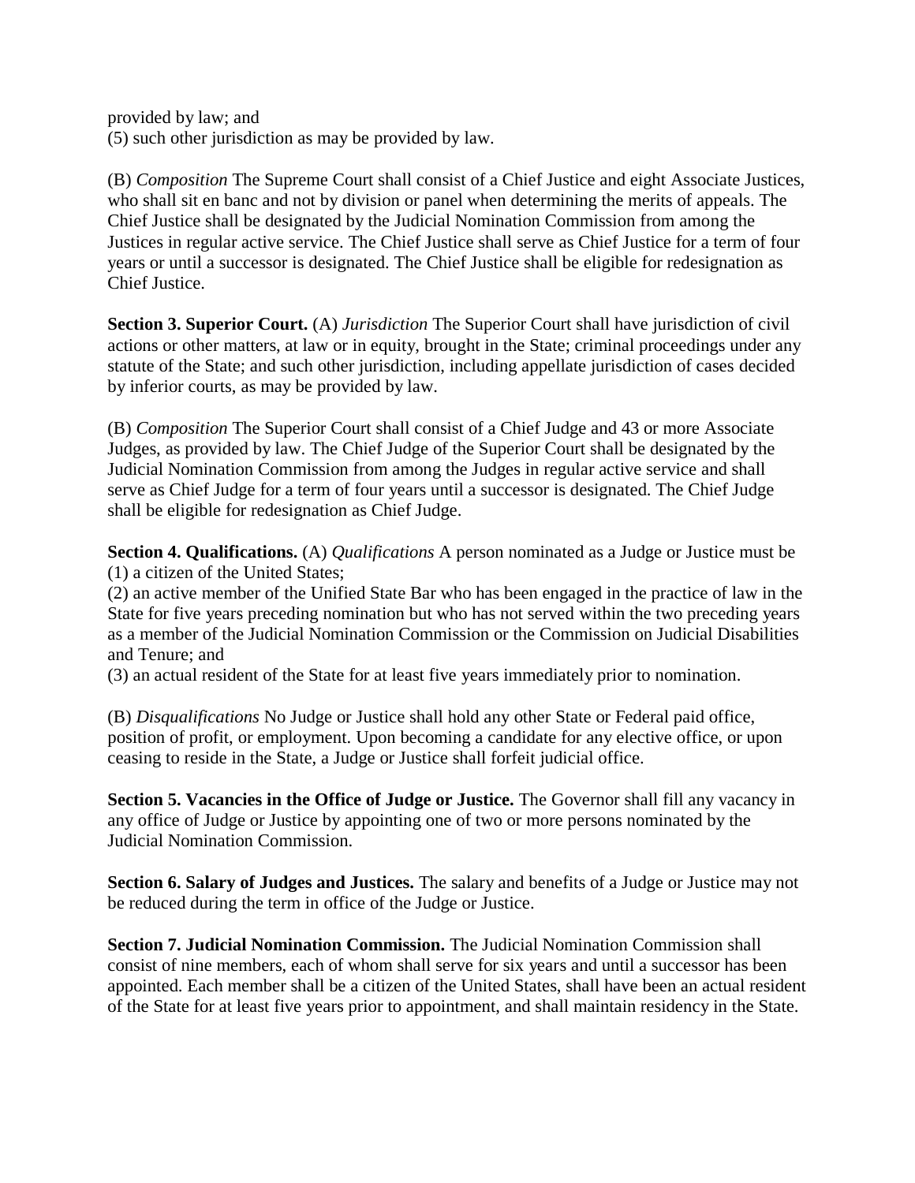provided by law; and
(5) such other jurisdiction as may be provided by law.

(B) *Composition* The Supreme Court shall consist of a Chief Justice and eight Associate Justices, who shall sit en banc and not by division or panel when determining the merits of appeals. The Chief Justice shall be designated by the Judicial Nomination Commission from among the Justices in regular active service. The Chief Justice shall serve as Chief Justice for a term of four years or until a successor is designated. The Chief Justice shall be eligible for redesignation as Chief Justice.

**Section 3. Superior Court.** (A) *Jurisdiction* The Superior Court shall have jurisdiction of civil actions or other matters, at law or in equity, brought in the State; criminal proceedings under any statute of the State; and such other jurisdiction, including appellate jurisdiction of cases decided by inferior courts, as may be provided by law.

(B) *Composition* The Superior Court shall consist of a Chief Judge and 43 or more Associate Judges, as provided by law. The Chief Judge of the Superior Court shall be designated by the Judicial Nomination Commission from among the Judges in regular active service and shall serve as Chief Judge for a term of four years until a successor is designated. The Chief Judge shall be eligible for redesignation as Chief Judge.

**Section 4. Qualifications.** (A) *Qualifications* A person nominated as a Judge or Justice must be
(1) a citizen of the United States;
(2) an active member of the Unified State Bar who has been engaged in the practice of law in the State for five years preceding nomination but who has not served within the two preceding years as a member of the Judicial Nomination Commission or the Commission on Judicial Disabilities and Tenure; and
(3) an actual resident of the State for at least five years immediately prior to nomination.

(B) *Disqualifications* No Judge or Justice shall hold any other State or Federal paid office, position of profit, or employment. Upon becoming a candidate for any elective office, or upon ceasing to reside in the State, a Judge or Justice shall forfeit judicial office.

**Section 5. Vacancies in the Office of Judge or Justice.** The Governor shall fill any vacancy in any office of Judge or Justice by appointing one of two or more persons nominated by the Judicial Nomination Commission.

**Section 6. Salary of Judges and Justices.** The salary and benefits of a Judge or Justice may not be reduced during the term in office of the Judge or Justice.

**Section 7. Judicial Nomination Commission.** The Judicial Nomination Commission shall consist of nine members, each of whom shall serve for six years and until a successor has been appointed. Each member shall be a citizen of the United States, shall have been an actual resident of the State for at least five years prior to appointment, and shall maintain residency in the State.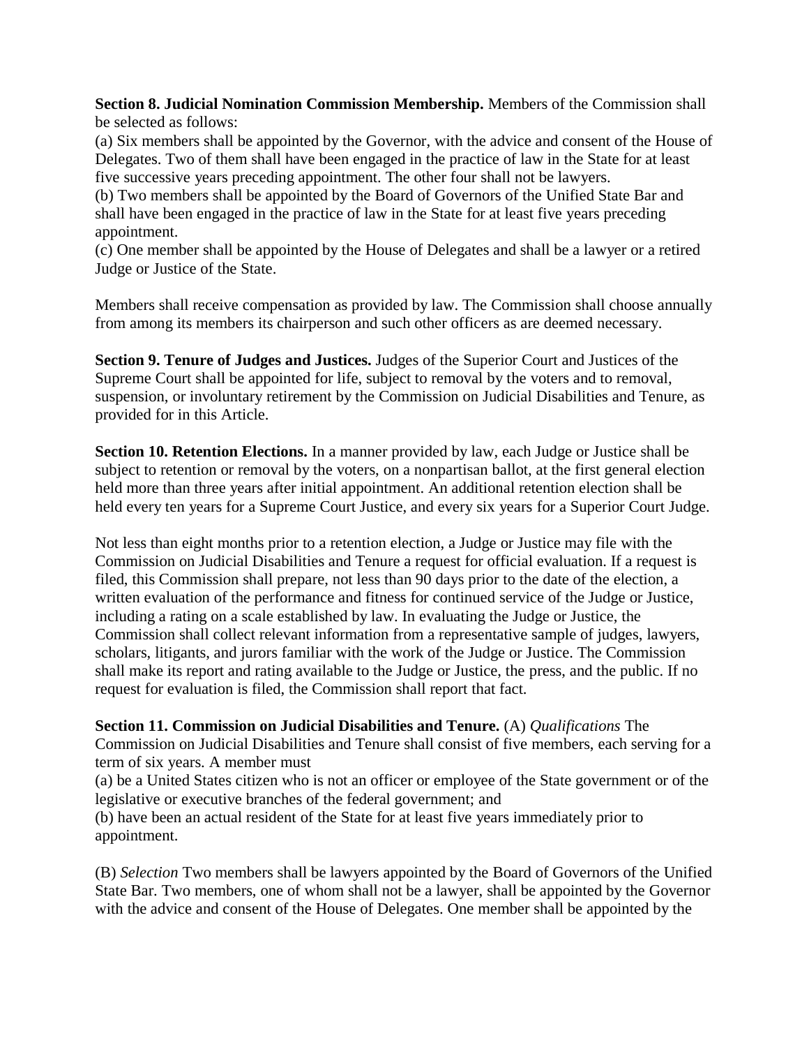**Section 8. Judicial Nomination Commission Membership.** Members of the Commission shall be selected as follows:

(a) Six members shall be appointed by the Governor, with the advice and consent of the House of Delegates. Two of them shall have been engaged in the practice of law in the State for at least five successive years preceding appointment. The other four shall not be lawyers.

(b) Two members shall be appointed by the Board of Governors of the Unified State Bar and shall have been engaged in the practice of law in the State for at least five years preceding appointment.

(c) One member shall be appointed by the House of Delegates and shall be a lawyer or a retired Judge or Justice of the State.

Members shall receive compensation as provided by law. The Commission shall choose annually from among its members its chairperson and such other officers as are deemed necessary.

**Section 9. Tenure of Judges and Justices.** Judges of the Superior Court and Justices of the Supreme Court shall be appointed for life, subject to removal by the voters and to removal, suspension, or involuntary retirement by the Commission on Judicial Disabilities and Tenure, as provided for in this Article.

**Section 10. Retention Elections.** In a manner provided by law, each Judge or Justice shall be subject to retention or removal by the voters, on a nonpartisan ballot, at the first general election held more than three years after initial appointment. An additional retention election shall be held every ten years for a Supreme Court Justice, and every six years for a Superior Court Judge.

Not less than eight months prior to a retention election, a Judge or Justice may file with the Commission on Judicial Disabilities and Tenure a request for official evaluation. If a request is filed, this Commission shall prepare, not less than 90 days prior to the date of the election, a written evaluation of the performance and fitness for continued service of the Judge or Justice, including a rating on a scale established by law. In evaluating the Judge or Justice, the Commission shall collect relevant information from a representative sample of judges, lawyers, scholars, litigants, and jurors familiar with the work of the Judge or Justice. The Commission shall make its report and rating available to the Judge or Justice, the press, and the public. If no request for evaluation is filed, the Commission shall report that fact.

**Section 11. Commission on Judicial Disabilities and Tenure.** (A) *Qualifications* The Commission on Judicial Disabilities and Tenure shall consist of five members, each serving for a term of six years. A member must

(a) be a United States citizen who is not an officer or employee of the State government or of the legislative or executive branches of the federal government; and

(b) have been an actual resident of the State for at least five years immediately prior to appointment.

(B) *Selection* Two members shall be lawyers appointed by the Board of Governors of the Unified State Bar. Two members, one of whom shall not be a lawyer, shall be appointed by the Governor with the advice and consent of the House of Delegates. One member shall be appointed by the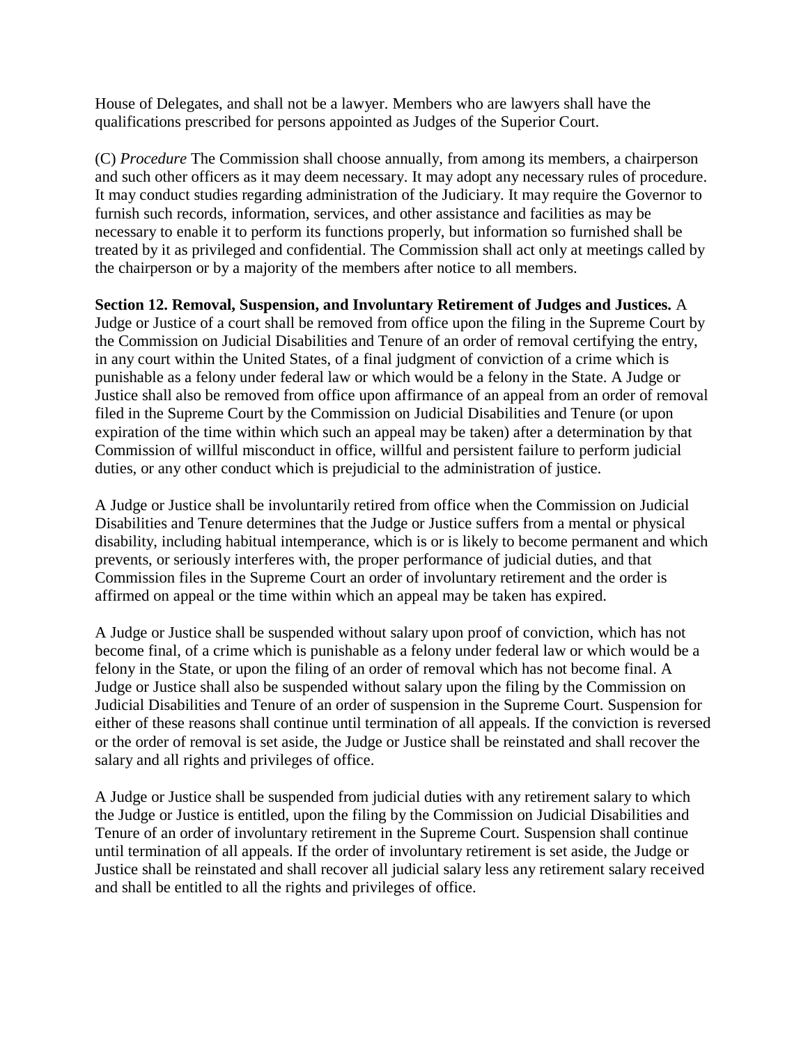House of Delegates, and shall not be a lawyer. Members who are lawyers shall have the qualifications prescribed for persons appointed as Judges of the Superior Court.

(C) *Procedure* The Commission shall choose annually, from among its members, a chairperson and such other officers as it may deem necessary. It may adopt any necessary rules of procedure. It may conduct studies regarding administration of the Judiciary. It may require the Governor to furnish such records, information, services, and other assistance and facilities as may be necessary to enable it to perform its functions properly, but information so furnished shall be treated by it as privileged and confidential. The Commission shall act only at meetings called by the chairperson or by a majority of the members after notice to all members.

**Section 12. Removal, Suspension, and Involuntary Retirement of Judges and Justices.** A Judge or Justice of a court shall be removed from office upon the filing in the Supreme Court by the Commission on Judicial Disabilities and Tenure of an order of removal certifying the entry, in any court within the United States, of a final judgment of conviction of a crime which is punishable as a felony under federal law or which would be a felony in the State. A Judge or Justice shall also be removed from office upon affirmance of an appeal from an order of removal filed in the Supreme Court by the Commission on Judicial Disabilities and Tenure (or upon expiration of the time within which such an appeal may be taken) after a determination by that Commission of willful misconduct in office, willful and persistent failure to perform judicial duties, or any other conduct which is prejudicial to the administration of justice.

A Judge or Justice shall be involuntarily retired from office when the Commission on Judicial Disabilities and Tenure determines that the Judge or Justice suffers from a mental or physical disability, including habitual intemperance, which is or is likely to become permanent and which prevents, or seriously interferes with, the proper performance of judicial duties, and that Commission files in the Supreme Court an order of involuntary retirement and the order is affirmed on appeal or the time within which an appeal may be taken has expired.

A Judge or Justice shall be suspended without salary upon proof of conviction, which has not become final, of a crime which is punishable as a felony under federal law or which would be a felony in the State, or upon the filing of an order of removal which has not become final. A Judge or Justice shall also be suspended without salary upon the filing by the Commission on Judicial Disabilities and Tenure of an order of suspension in the Supreme Court. Suspension for either of these reasons shall continue until termination of all appeals. If the conviction is reversed or the order of removal is set aside, the Judge or Justice shall be reinstated and shall recover the salary and all rights and privileges of office.

A Judge or Justice shall be suspended from judicial duties with any retirement salary to which the Judge or Justice is entitled, upon the filing by the Commission on Judicial Disabilities and Tenure of an order of involuntary retirement in the Supreme Court. Suspension shall continue until termination of all appeals. If the order of involuntary retirement is set aside, the Judge or Justice shall be reinstated and shall recover all judicial salary less any retirement salary received and shall be entitled to all the rights and privileges of office.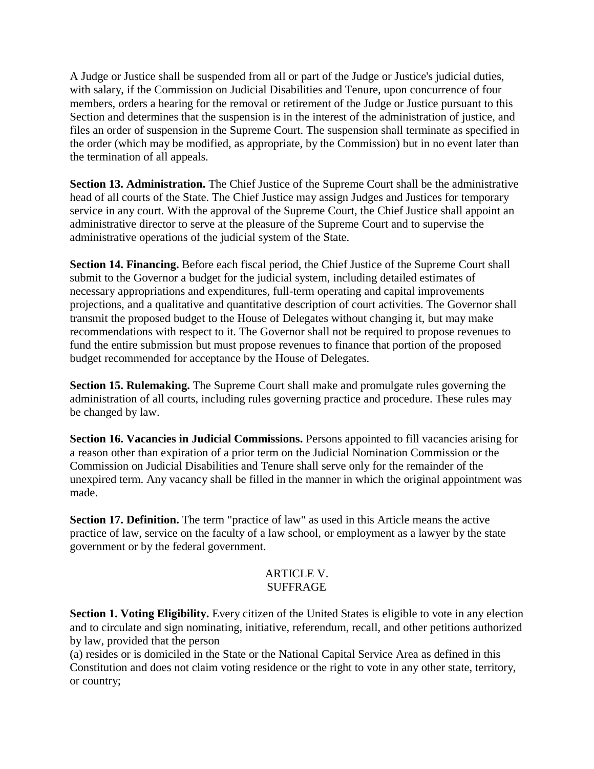A Judge or Justice shall be suspended from all or part of the Judge or Justice's judicial duties, with salary, if the Commission on Judicial Disabilities and Tenure, upon concurrence of four members, orders a hearing for the removal or retirement of the Judge or Justice pursuant to this Section and determines that the suspension is in the interest of the administration of justice, and files an order of suspension in the Supreme Court. The suspension shall terminate as specified in the order (which may be modified, as appropriate, by the Commission) but in no event later than the termination of all appeals.

**Section 13. Administration.** The Chief Justice of the Supreme Court shall be the administrative head of all courts of the State. The Chief Justice may assign Judges and Justices for temporary service in any court. With the approval of the Supreme Court, the Chief Justice shall appoint an administrative director to serve at the pleasure of the Supreme Court and to supervise the administrative operations of the judicial system of the State.

**Section 14. Financing.** Before each fiscal period, the Chief Justice of the Supreme Court shall submit to the Governor a budget for the judicial system, including detailed estimates of necessary appropriations and expenditures, full-term operating and capital improvements projections, and a qualitative and quantitative description of court activities. The Governor shall transmit the proposed budget to the House of Delegates without changing it, but may make recommendations with respect to it. The Governor shall not be required to propose revenues to fund the entire submission but must propose revenues to finance that portion of the proposed budget recommended for acceptance by the House of Delegates.

**Section 15. Rulemaking.** The Supreme Court shall make and promulgate rules governing the administration of all courts, including rules governing practice and procedure. These rules may be changed by law.

**Section 16. Vacancies in Judicial Commissions.** Persons appointed to fill vacancies arising for a reason other than expiration of a prior term on the Judicial Nomination Commission or the Commission on Judicial Disabilities and Tenure shall serve only for the remainder of the unexpired term. Any vacancy shall be filled in the manner in which the original appointment was made.

**Section 17. Definition.** The term "practice of law" as used in this Article means the active practice of law, service on the faculty of a law school, or employment as a lawyer by the state government or by the federal government.

## ARTICLE V.
## SUFFRAGE

**Section 1. Voting Eligibility.** Every citizen of the United States is eligible to vote in any election and to circulate and sign nominating, initiative, referendum, recall, and other petitions authorized by law, provided that the person

(a) resides or is domiciled in the State or the National Capital Service Area as defined in this Constitution and does not claim voting residence or the right to vote in any other state, territory, or country;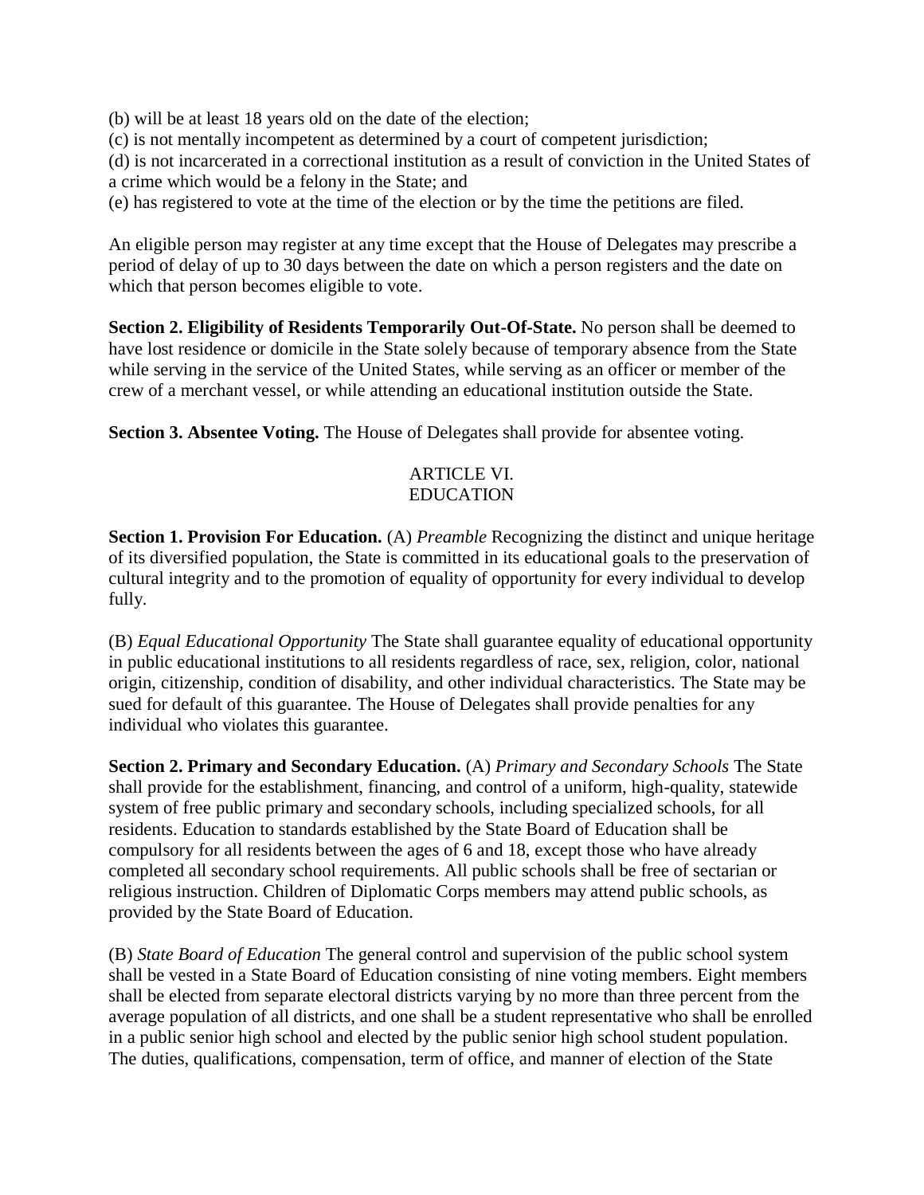(b) will be at least 18 years old on the date of the election;
(c) is not mentally incompetent as determined by a court of competent jurisdiction;
(d) is not incarcerated in a correctional institution as a result of conviction in the United States of a crime which would be a felony in the State; and
(e) has registered to vote at the time of the election or by the time the petitions are filed.

An eligible person may register at any time except that the House of Delegates may prescribe a period of delay of up to 30 days between the date on which a person registers and the date on which that person becomes eligible to vote.

**Section 2. Eligibility of Residents Temporarily Out-Of-State.** No person shall be deemed to have lost residence or domicile in the State solely because of temporary absence from the State while serving in the service of the United States, while serving as an officer or member of the crew of a merchant vessel, or while attending an educational institution outside the State.

**Section 3. Absentee Voting.** The House of Delegates shall provide for absentee voting.

## ARTICLE VI.
## EDUCATION

**Section 1. Provision For Education.** (A) *Preamble* Recognizing the distinct and unique heritage of its diversified population, the State is committed in its educational goals to the preservation of cultural integrity and to the promotion of equality of opportunity for every individual to develop fully.

(B) *Equal Educational Opportunity* The State shall guarantee equality of educational opportunity in public educational institutions to all residents regardless of race, sex, religion, color, national origin, citizenship, condition of disability, and other individual characteristics. The State may be sued for default of this guarantee. The House of Delegates shall provide penalties for any individual who violates this guarantee.

**Section 2. Primary and Secondary Education.** (A) *Primary and Secondary Schools* The State shall provide for the establishment, financing, and control of a uniform, high-quality, statewide system of free public primary and secondary schools, including specialized schools, for all residents. Education to standards established by the State Board of Education shall be compulsory for all residents between the ages of 6 and 18, except those who have already completed all secondary school requirements. All public schools shall be free of sectarian or religious instruction. Children of Diplomatic Corps members may attend public schools, as provided by the State Board of Education.

(B) *State Board of Education* The general control and supervision of the public school system shall be vested in a State Board of Education consisting of nine voting members. Eight members shall be elected from separate electoral districts varying by no more than three percent from the average population of all districts, and one shall be a student representative who shall be enrolled in a public senior high school and elected by the public senior high school student population. The duties, qualifications, compensation, term of office, and manner of election of the State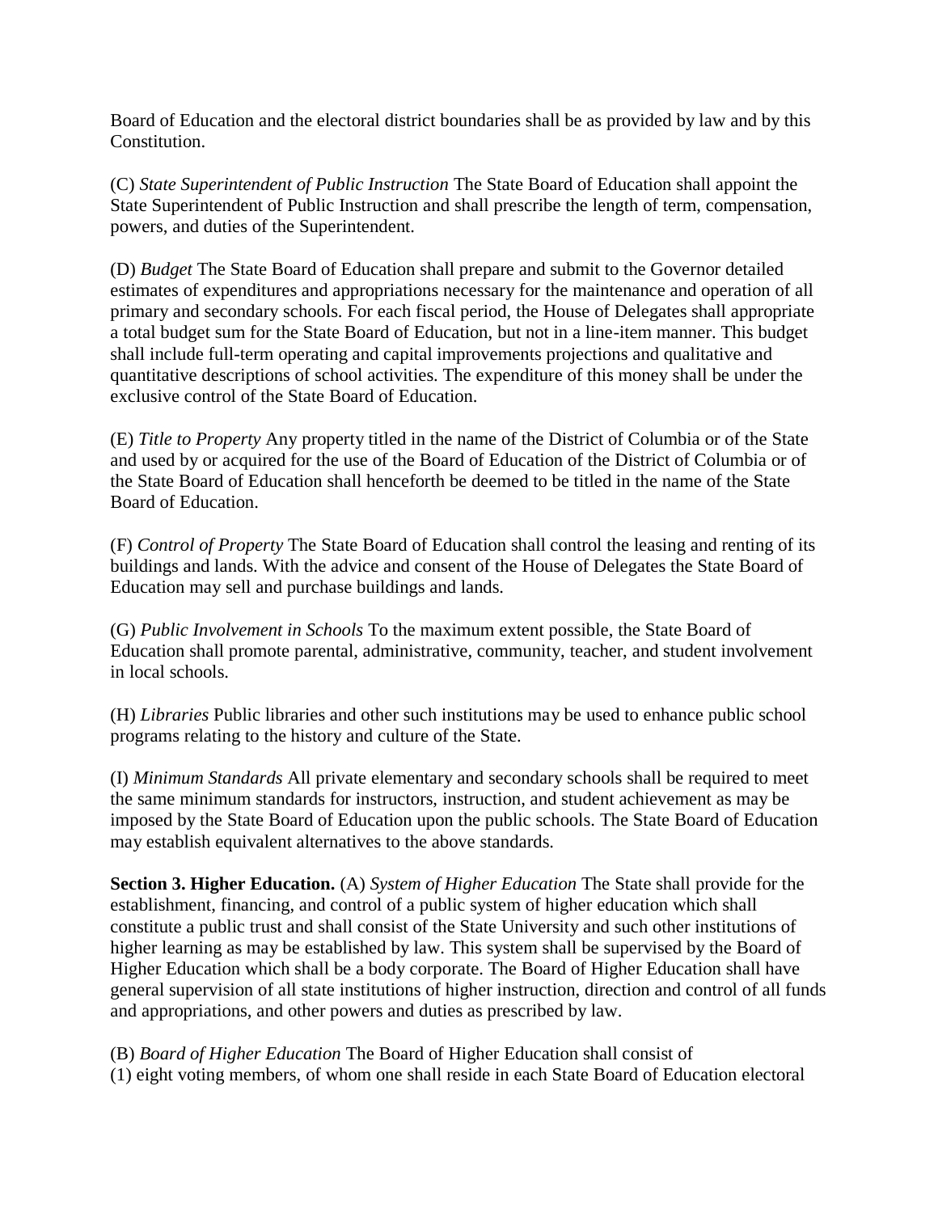Board of Education and the electoral district boundaries shall be as provided by law and by this Constitution.

(C) *State Superintendent of Public Instruction* The State Board of Education shall appoint the State Superintendent of Public Instruction and shall prescribe the length of term, compensation, powers, and duties of the Superintendent.

(D) *Budget* The State Board of Education shall prepare and submit to the Governor detailed estimates of expenditures and appropriations necessary for the maintenance and operation of all primary and secondary schools. For each fiscal period, the House of Delegates shall appropriate a total budget sum for the State Board of Education, but not in a line-item manner. This budget shall include full-term operating and capital improvements projections and qualitative and quantitative descriptions of school activities. The expenditure of this money shall be under the exclusive control of the State Board of Education.

(E) *Title to Property* Any property titled in the name of the District of Columbia or of the State and used by or acquired for the use of the Board of Education of the District of Columbia or of the State Board of Education shall henceforth be deemed to be titled in the name of the State Board of Education.

(F) *Control of Property* The State Board of Education shall control the leasing and renting of its buildings and lands. With the advice and consent of the House of Delegates the State Board of Education may sell and purchase buildings and lands.

(G) *Public Involvement in Schools* To the maximum extent possible, the State Board of Education shall promote parental, administrative, community, teacher, and student involvement in local schools.

(H) *Libraries* Public libraries and other such institutions may be used to enhance public school programs relating to the history and culture of the State.

(I) *Minimum Standards* All private elementary and secondary schools shall be required to meet the same minimum standards for instructors, instruction, and student achievement as may be imposed by the State Board of Education upon the public schools. The State Board of Education may establish equivalent alternatives to the above standards.

**Section 3. Higher Education.** (A) *System of Higher Education* The State shall provide for the establishment, financing, and control of a public system of higher education which shall constitute a public trust and shall consist of the State University and such other institutions of higher learning as may be established by law. This system shall be supervised by the Board of Higher Education which shall be a body corporate. The Board of Higher Education shall have general supervision of all state institutions of higher instruction, direction and control of all funds and appropriations, and other powers and duties as prescribed by law.

(B) *Board of Higher Education* The Board of Higher Education shall consist of
(1) eight voting members, of whom one shall reside in each State Board of Education electoral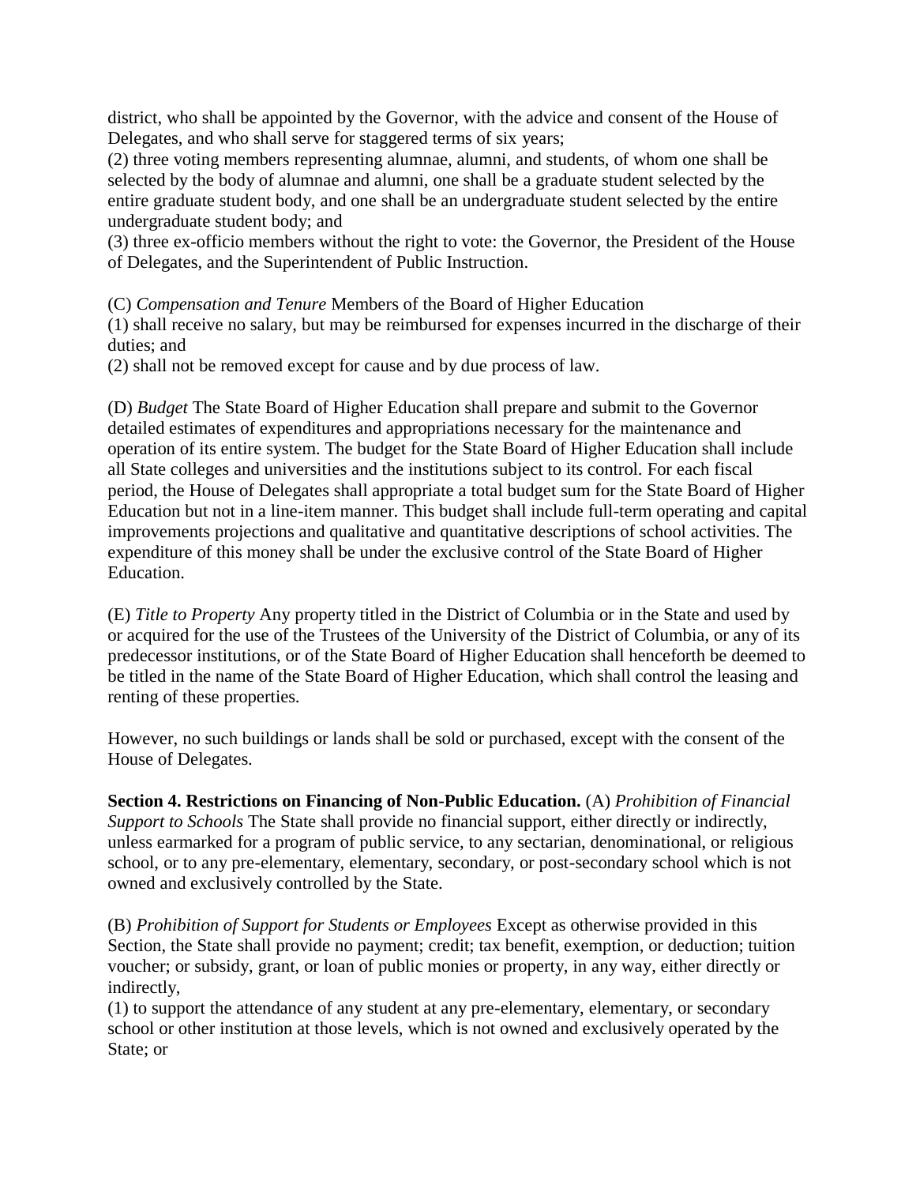district, who shall be appointed by the Governor, with the advice and consent of the House of Delegates, and who shall serve for staggered terms of six years;
(2) three voting members representing alumnae, alumni, and students, of whom one shall be selected by the body of alumnae and alumni, one shall be a graduate student selected by the entire graduate student body, and one shall be an undergraduate student selected by the entire undergraduate student body; and
(3) three ex-officio members without the right to vote: the Governor, the President of the House of Delegates, and the Superintendent of Public Instruction.

(C) *Compensation and Tenure* Members of the Board of Higher Education
(1) shall receive no salary, but may be reimbursed for expenses incurred in the discharge of their duties; and
(2) shall not be removed except for cause and by due process of law.

(D) *Budget* The State Board of Higher Education shall prepare and submit to the Governor detailed estimates of expenditures and appropriations necessary for the maintenance and operation of its entire system. The budget for the State Board of Higher Education shall include all State colleges and universities and the institutions subject to its control. For each fiscal period, the House of Delegates shall appropriate a total budget sum for the State Board of Higher Education but not in a line-item manner. This budget shall include full-term operating and capital improvements projections and qualitative and quantitative descriptions of school activities. The expenditure of this money shall be under the exclusive control of the State Board of Higher Education.

(E) *Title to Property* Any property titled in the District of Columbia or in the State and used by or acquired for the use of the Trustees of the University of the District of Columbia, or any of its predecessor institutions, or of the State Board of Higher Education shall henceforth be deemed to be titled in the name of the State Board of Higher Education, which shall control the leasing and renting of these properties.

However, no such buildings or lands shall be sold or purchased, except with the consent of the House of Delegates.

**Section 4. Restrictions on Financing of Non-Public Education.** (A) *Prohibition of Financial Support to Schools* The State shall provide no financial support, either directly or indirectly, unless earmarked for a program of public service, to any sectarian, denominational, or religious school, or to any pre-elementary, elementary, secondary, or post-secondary school which is not owned and exclusively controlled by the State.

(B) *Prohibition of Support for Students or Employees* Except as otherwise provided in this Section, the State shall provide no payment; credit; tax benefit, exemption, or deduction; tuition voucher; or subsidy, grant, or loan of public monies or property, in any way, either directly or indirectly,
(1) to support the attendance of any student at any pre-elementary, elementary, or secondary school or other institution at those levels, which is not owned and exclusively operated by the State; or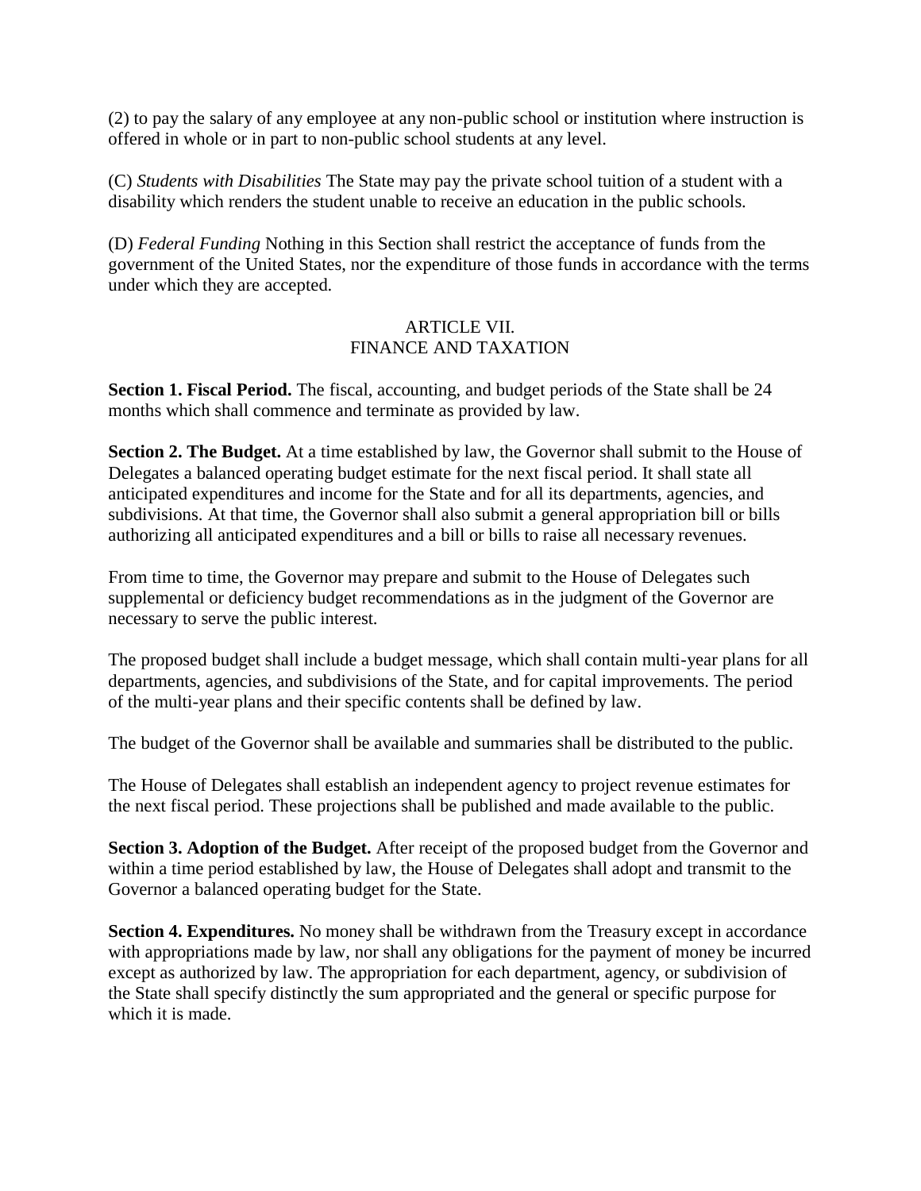(2) to pay the salary of any employee at any non-public school or institution where instruction is offered in whole or in part to non-public school students at any level.

(C) *Students with Disabilities* The State may pay the private school tuition of a student with a disability which renders the student unable to receive an education in the public schools.

(D) *Federal Funding* Nothing in this Section shall restrict the acceptance of funds from the government of the United States, nor the expenditure of those funds in accordance with the terms under which they are accepted.

## ARTICLE VII.
## FINANCE AND TAXATION

**Section 1. Fiscal Period.** The fiscal, accounting, and budget periods of the State shall be 24 months which shall commence and terminate as provided by law.

**Section 2. The Budget.** At a time established by law, the Governor shall submit to the House of Delegates a balanced operating budget estimate for the next fiscal period. It shall state all anticipated expenditures and income for the State and for all its departments, agencies, and subdivisions. At that time, the Governor shall also submit a general appropriation bill or bills authorizing all anticipated expenditures and a bill or bills to raise all necessary revenues.

From time to time, the Governor may prepare and submit to the House of Delegates such supplemental or deficiency budget recommendations as in the judgment of the Governor are necessary to serve the public interest.

The proposed budget shall include a budget message, which shall contain multi-year plans for all departments, agencies, and subdivisions of the State, and for capital improvements. The period of the multi-year plans and their specific contents shall be defined by law.

The budget of the Governor shall be available and summaries shall be distributed to the public.

The House of Delegates shall establish an independent agency to project revenue estimates for the next fiscal period. These projections shall be published and made available to the public.

**Section 3. Adoption of the Budget.** After receipt of the proposed budget from the Governor and within a time period established by law, the House of Delegates shall adopt and transmit to the Governor a balanced operating budget for the State.

**Section 4. Expenditures.** No money shall be withdrawn from the Treasury except in accordance with appropriations made by law, nor shall any obligations for the payment of money be incurred except as authorized by law. The appropriation for each department, agency, or subdivision of the State shall specify distinctly the sum appropriated and the general or specific purpose for which it is made.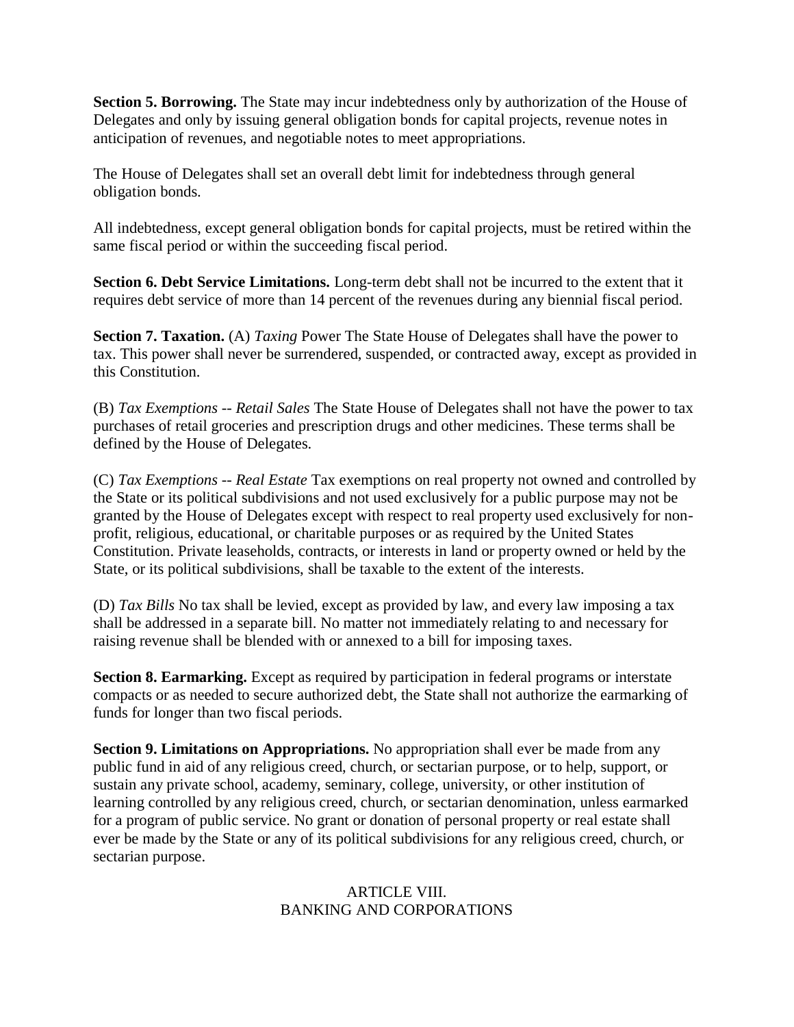**Section 5. Borrowing.** The State may incur indebtedness only by authorization of the House of Delegates and only by issuing general obligation bonds for capital projects, revenue notes in anticipation of revenues, and negotiable notes to meet appropriations.

The House of Delegates shall set an overall debt limit for indebtedness through general obligation bonds.

All indebtedness, except general obligation bonds for capital projects, must be retired within the same fiscal period or within the succeeding fiscal period.

**Section 6. Debt Service Limitations.** Long-term debt shall not be incurred to the extent that it requires debt service of more than 14 percent of the revenues during any biennial fiscal period.

**Section 7. Taxation.** (A) *Taxing* Power The State House of Delegates shall have the power to tax. This power shall never be surrendered, suspended, or contracted away, except as provided in this Constitution.

(B) *Tax Exemptions -- Retail Sales* The State House of Delegates shall not have the power to tax purchases of retail groceries and prescription drugs and other medicines. These terms shall be defined by the House of Delegates.

(C) *Tax Exemptions -- Real Estate* Tax exemptions on real property not owned and controlled by the State or its political subdivisions and not used exclusively for a public purpose may not be granted by the House of Delegates except with respect to real property used exclusively for non-profit, religious, educational, or charitable purposes or as required by the United States Constitution. Private leaseholds, contracts, or interests in land or property owned or held by the State, or its political subdivisions, shall be taxable to the extent of the interests.

(D) *Tax Bills* No tax shall be levied, except as provided by law, and every law imposing a tax shall be addressed in a separate bill. No matter not immediately relating to and necessary for raising revenue shall be blended with or annexed to a bill for imposing taxes.

**Section 8. Earmarking.** Except as required by participation in federal programs or interstate compacts or as needed to secure authorized debt, the State shall not authorize the earmarking of funds for longer than two fiscal periods.

**Section 9. Limitations on Appropriations.** No appropriation shall ever be made from any public fund in aid of any religious creed, church, or sectarian purpose, or to help, support, or sustain any private school, academy, seminary, college, university, or other institution of learning controlled by any religious creed, church, or sectarian denomination, unless earmarked for a program of public service. No grant or donation of personal property or real estate shall ever be made by the State or any of its political subdivisions for any religious creed, church, or sectarian purpose.

## ARTICLE VIII.
## BANKING AND CORPORATIONS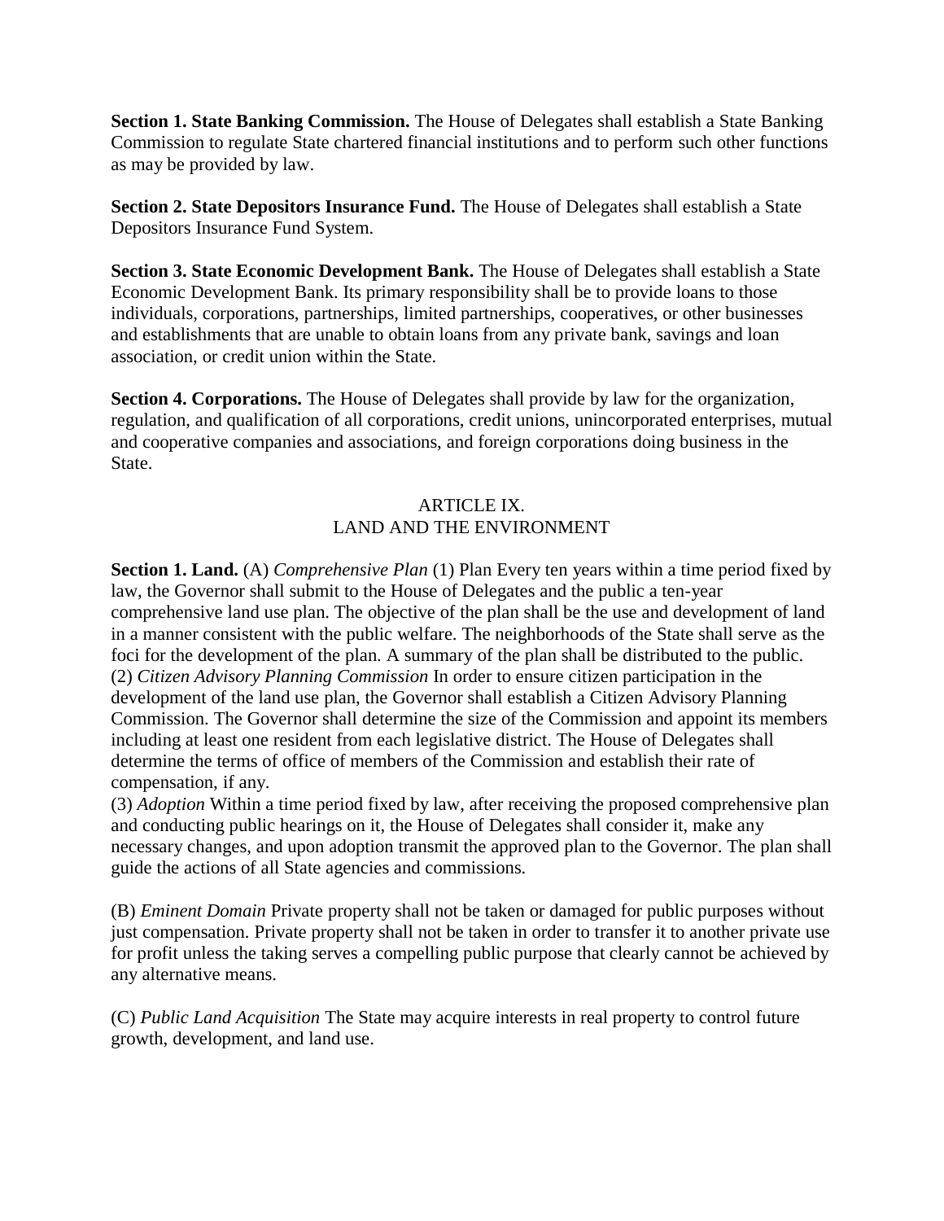**Section 1. State Banking Commission.** The House of Delegates shall establish a State Banking Commission to regulate State chartered financial institutions and to perform such other functions as may be provided by law.

**Section 2. State Depositors Insurance Fund.** The House of Delegates shall establish a State Depositors Insurance Fund System.

**Section 3. State Economic Development Bank.** The House of Delegates shall establish a State Economic Development Bank. Its primary responsibility shall be to provide loans to those individuals, corporations, partnerships, limited partnerships, cooperatives, or other businesses and establishments that are unable to obtain loans from any private bank, savings and loan association, or credit union within the State.

**Section 4. Corporations.** The House of Delegates shall provide by law for the organization, regulation, and qualification of all corporations, credit unions, unincorporated enterprises, mutual and cooperative companies and associations, and foreign corporations doing business in the State.

## ARTICLE IX.
## LAND AND THE ENVIRONMENT

**Section 1. Land.** (A) *Comprehensive Plan* (1) Plan Every ten years within a time period fixed by law, the Governor shall submit to the House of Delegates and the public a ten-year comprehensive land use plan. The objective of the plan shall be the use and development of land in a manner consistent with the public welfare. The neighborhoods of the State shall serve as the foci for the development of the plan. A summary of the plan shall be distributed to the public.
(2) *Citizen Advisory Planning Commission* In order to ensure citizen participation in the development of the land use plan, the Governor shall establish a Citizen Advisory Planning Commission. The Governor shall determine the size of the Commission and appoint its members including at least one resident from each legislative district. The House of Delegates shall determine the terms of office of members of the Commission and establish their rate of compensation, if any.
(3) *Adoption* Within a time period fixed by law, after receiving the proposed comprehensive plan and conducting public hearings on it, the House of Delegates shall consider it, make any necessary changes, and upon adoption transmit the approved plan to the Governor. The plan shall guide the actions of all State agencies and commissions.

(B) *Eminent Domain* Private property shall not be taken or damaged for public purposes without just compensation. Private property shall not be taken in order to transfer it to another private use for profit unless the taking serves a compelling public purpose that clearly cannot be achieved by any alternative means.

(C) *Public Land Acquisition* The State may acquire interests in real property to control future growth, development, and land use.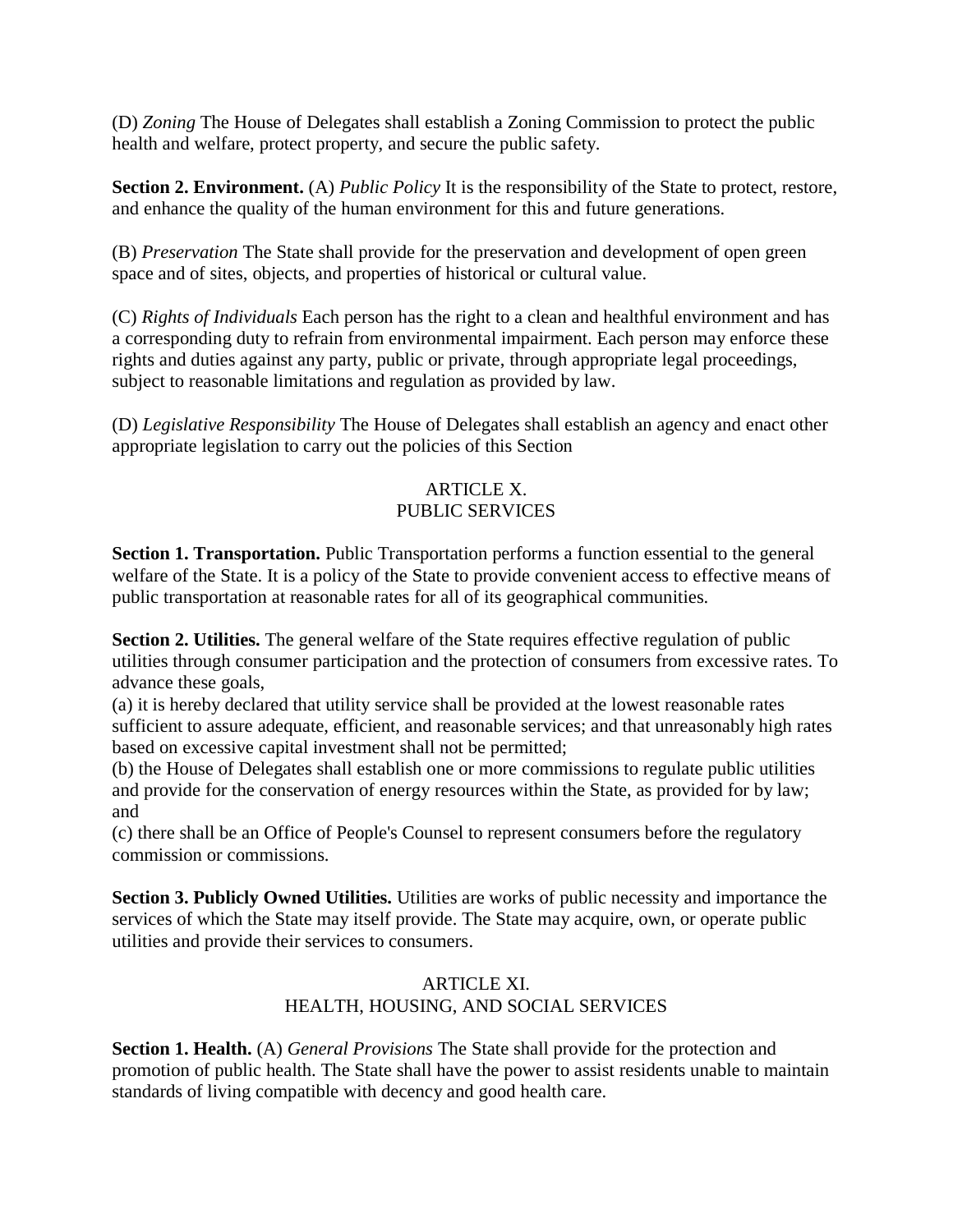(D) *Zoning* The House of Delegates shall establish a Zoning Commission to protect the public health and welfare, protect property, and secure the public safety.

**Section 2. Environment.** (A) *Public Policy* It is the responsibility of the State to protect, restore, and enhance the quality of the human environment for this and future generations.

(B) *Preservation* The State shall provide for the preservation and development of open green space and of sites, objects, and properties of historical or cultural value.

(C) *Rights of Individuals* Each person has the right to a clean and healthful environment and has a corresponding duty to refrain from environmental impairment. Each person may enforce these rights and duties against any party, public or private, through appropriate legal proceedings, subject to reasonable limitations and regulation as provided by law.

(D) *Legislative Responsibility* The House of Delegates shall establish an agency and enact other appropriate legislation to carry out the policies of this Section

## ARTICLE X.
## PUBLIC SERVICES

**Section 1. Transportation.** Public Transportation performs a function essential to the general welfare of the State. It is a policy of the State to provide convenient access to effective means of public transportation at reasonable rates for all of its geographical communities.

**Section 2. Utilities.** The general welfare of the State requires effective regulation of public utilities through consumer participation and the protection of consumers from excessive rates. To advance these goals,

(a) it is hereby declared that utility service shall be provided at the lowest reasonable rates sufficient to assure adequate, efficient, and reasonable services; and that unreasonably high rates based on excessive capital investment shall not be permitted;

(b) the House of Delegates shall establish one or more commissions to regulate public utilities and provide for the conservation of energy resources within the State, as provided for by law; and

(c) there shall be an Office of People's Counsel to represent consumers before the regulatory commission or commissions.

**Section 3. Publicly Owned Utilities.** Utilities are works of public necessity and importance the services of which the State may itself provide. The State may acquire, own, or operate public utilities and provide their services to consumers.

## ARTICLE XI.
## HEALTH, HOUSING, AND SOCIAL SERVICES

**Section 1. Health.** (A) *General Provisions* The State shall provide for the protection and promotion of public health. The State shall have the power to assist residents unable to maintain standards of living compatible with decency and good health care.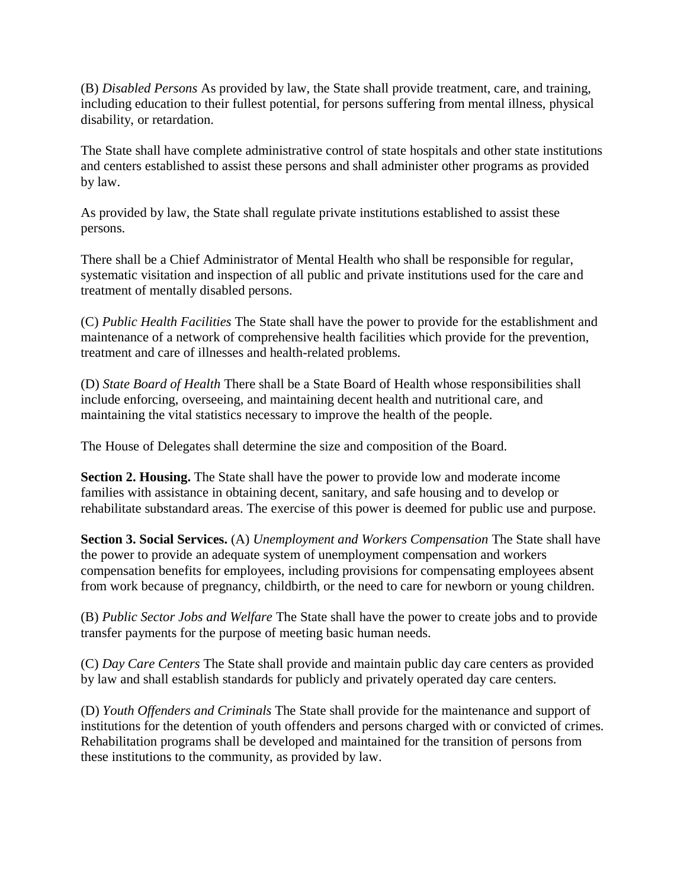(B) *Disabled Persons* As provided by law, the State shall provide treatment, care, and training, including education to their fullest potential, for persons suffering from mental illness, physical disability, or retardation.

The State shall have complete administrative control of state hospitals and other state institutions and centers established to assist these persons and shall administer other programs as provided by law.

As provided by law, the State shall regulate private institutions established to assist these persons.

There shall be a Chief Administrator of Mental Health who shall be responsible for regular, systematic visitation and inspection of all public and private institutions used for the care and treatment of mentally disabled persons.

(C) *Public Health Facilities* The State shall have the power to provide for the establishment and maintenance of a network of comprehensive health facilities which provide for the prevention, treatment and care of illnesses and health-related problems.

(D) *State Board of Health* There shall be a State Board of Health whose responsibilities shall include enforcing, overseeing, and maintaining decent health and nutritional care, and maintaining the vital statistics necessary to improve the health of the people.

The House of Delegates shall determine the size and composition of the Board.

**Section 2. Housing.** The State shall have the power to provide low and moderate income families with assistance in obtaining decent, sanitary, and safe housing and to develop or rehabilitate substandard areas. The exercise of this power is deemed for public use and purpose.

**Section 3. Social Services.** (A) *Unemployment and Workers Compensation* The State shall have the power to provide an adequate system of unemployment compensation and workers compensation benefits for employees, including provisions for compensating employees absent from work because of pregnancy, childbirth, or the need to care for newborn or young children.

(B) *Public Sector Jobs and Welfare* The State shall have the power to create jobs and to provide transfer payments for the purpose of meeting basic human needs.

(C) *Day Care Centers* The State shall provide and maintain public day care centers as provided by law and shall establish standards for publicly and privately operated day care centers.

(D) *Youth Offenders and Criminals* The State shall provide for the maintenance and support of institutions for the detention of youth offenders and persons charged with or convicted of crimes. Rehabilitation programs shall be developed and maintained for the transition of persons from these institutions to the community, as provided by law.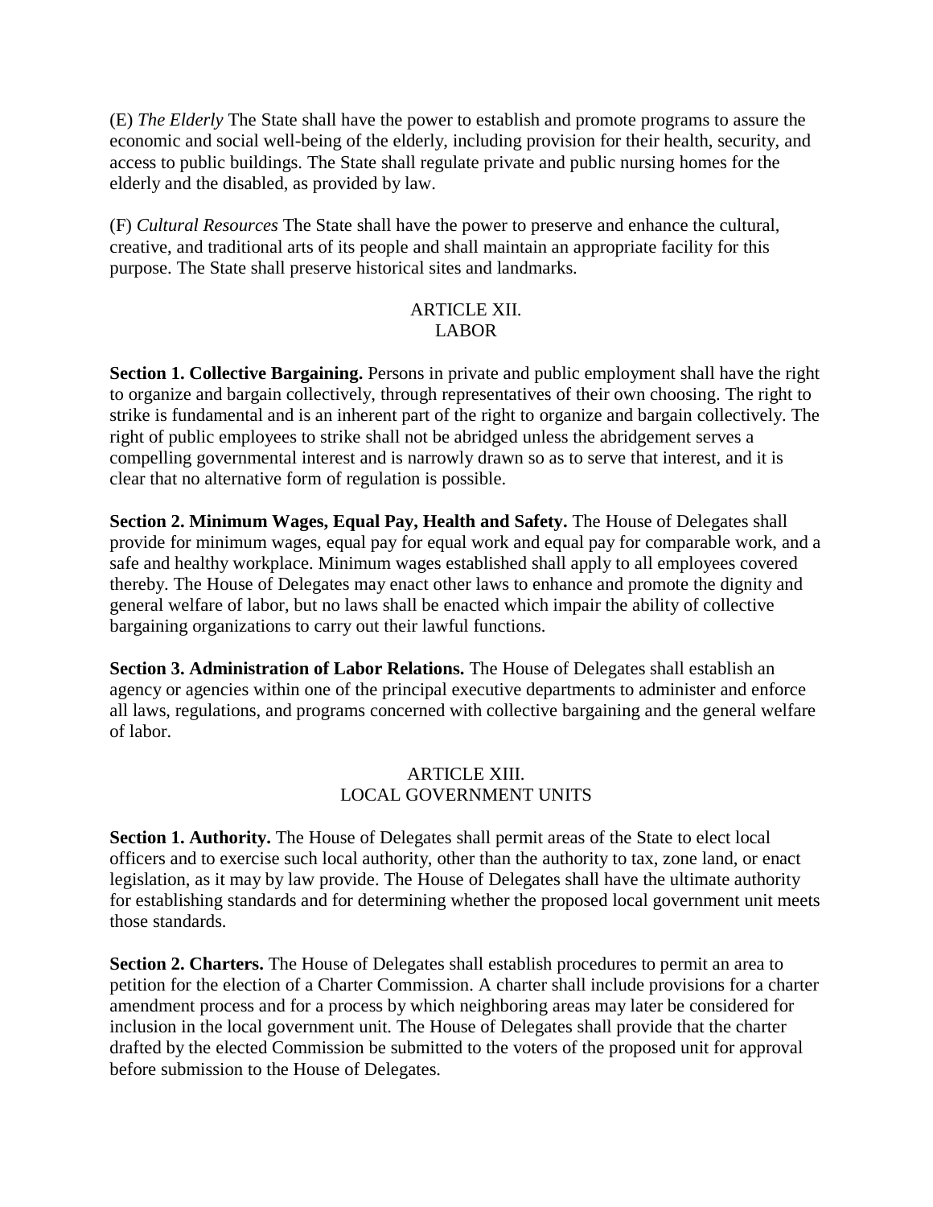(E) *The Elderly* The State shall have the power to establish and promote programs to assure the economic and social well-being of the elderly, including provision for their health, security, and access to public buildings. The State shall regulate private and public nursing homes for the elderly and the disabled, as provided by law.

(F) *Cultural Resources* The State shall have the power to preserve and enhance the cultural, creative, and traditional arts of its people and shall maintain an appropriate facility for this purpose. The State shall preserve historical sites and landmarks.

## ARTICLE XII.
## LABOR

**Section 1. Collective Bargaining.** Persons in private and public employment shall have the right to organize and bargain collectively, through representatives of their own choosing. The right to strike is fundamental and is an inherent part of the right to organize and bargain collectively. The right of public employees to strike shall not be abridged unless the abridgement serves a compelling governmental interest and is narrowly drawn so as to serve that interest, and it is clear that no alternative form of regulation is possible.

**Section 2. Minimum Wages, Equal Pay, Health and Safety.** The House of Delegates shall provide for minimum wages, equal pay for equal work and equal pay for comparable work, and a safe and healthy workplace. Minimum wages established shall apply to all employees covered thereby. The House of Delegates may enact other laws to enhance and promote the dignity and general welfare of labor, but no laws shall be enacted which impair the ability of collective bargaining organizations to carry out their lawful functions.

**Section 3. Administration of Labor Relations.** The House of Delegates shall establish an agency or agencies within one of the principal executive departments to administer and enforce all laws, regulations, and programs concerned with collective bargaining and the general welfare of labor.

## ARTICLE XIII.
## LOCAL GOVERNMENT UNITS

**Section 1. Authority.** The House of Delegates shall permit areas of the State to elect local officers and to exercise such local authority, other than the authority to tax, zone land, or enact legislation, as it may by law provide. The House of Delegates shall have the ultimate authority for establishing standards and for determining whether the proposed local government unit meets those standards.

**Section 2. Charters.** The House of Delegates shall establish procedures to permit an area to petition for the election of a Charter Commission. A charter shall include provisions for a charter amendment process and for a process by which neighboring areas may later be considered for inclusion in the local government unit. The House of Delegates shall provide that the charter drafted by the elected Commission be submitted to the voters of the proposed unit for approval before submission to the House of Delegates.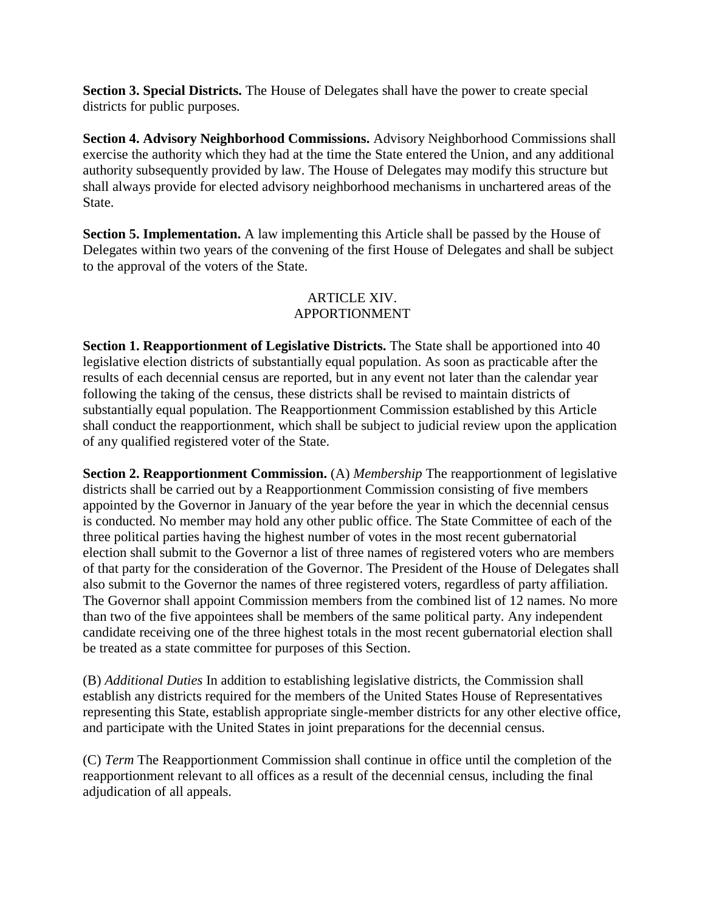**Section 3. Special Districts.** The House of Delegates shall have the power to create special districts for public purposes.

**Section 4. Advisory Neighborhood Commissions.** Advisory Neighborhood Commissions shall exercise the authority which they had at the time the State entered the Union, and any additional authority subsequently provided by law. The House of Delegates may modify this structure but shall always provide for elected advisory neighborhood mechanisms in unchartered areas of the State.

**Section 5. Implementation.** A law implementing this Article shall be passed by the House of Delegates within two years of the convening of the first House of Delegates and shall be subject to the approval of the voters of the State.

## ARTICLE XIV.
## APPORTIONMENT

**Section 1. Reapportionment of Legislative Districts.** The State shall be apportioned into 40 legislative election districts of substantially equal population. As soon as practicable after the results of each decennial census are reported, but in any event not later than the calendar year following the taking of the census, these districts shall be revised to maintain districts of substantially equal population. The Reapportionment Commission established by this Article shall conduct the reapportionment, which shall be subject to judicial review upon the application of any qualified registered voter of the State.

**Section 2. Reapportionment Commission.** (A) *Membership* The reapportionment of legislative districts shall be carried out by a Reapportionment Commission consisting of five members appointed by the Governor in January of the year before the year in which the decennial census is conducted. No member may hold any other public office. The State Committee of each of the three political parties having the highest number of votes in the most recent gubernatorial election shall submit to the Governor a list of three names of registered voters who are members of that party for the consideration of the Governor. The President of the House of Delegates shall also submit to the Governor the names of three registered voters, regardless of party affiliation. The Governor shall appoint Commission members from the combined list of 12 names. No more than two of the five appointees shall be members of the same political party. Any independent candidate receiving one of the three highest totals in the most recent gubernatorial election shall be treated as a state committee for purposes of this Section.

(B) *Additional Duties* In addition to establishing legislative districts, the Commission shall establish any districts required for the members of the United States House of Representatives representing this State, establish appropriate single-member districts for any other elective office, and participate with the United States in joint preparations for the decennial census.

(C) *Term* The Reapportionment Commission shall continue in office until the completion of the reapportionment relevant to all offices as a result of the decennial census, including the final adjudication of all appeals.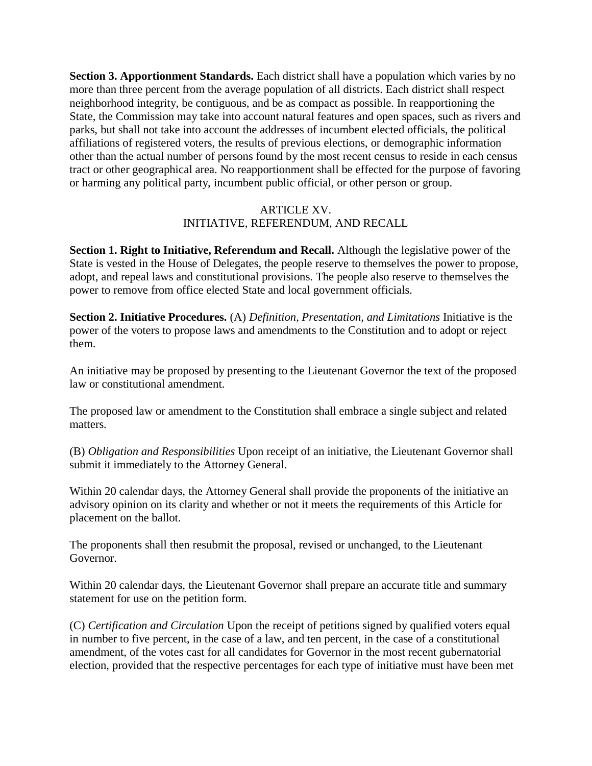**Section 3. Apportionment Standards.** Each district shall have a population which varies by no more than three percent from the average population of all districts. Each district shall respect neighborhood integrity, be contiguous, and be as compact as possible. In reapportioning the State, the Commission may take into account natural features and open spaces, such as rivers and parks, but shall not take into account the addresses of incumbent elected officials, the political affiliations of registered voters, the results of previous elections, or demographic information other than the actual number of persons found by the most recent census to reside in each census tract or other geographical area. No reapportionment shall be effected for the purpose of favoring or harming any political party, incumbent public official, or other person or group.

## ARTICLE XV.
## INITIATIVE, REFERENDUM, AND RECALL

**Section 1. Right to Initiative, Referendum and Recall.** Although the legislative power of the State is vested in the House of Delegates, the people reserve to themselves the power to propose, adopt, and repeal laws and constitutional provisions. The people also reserve to themselves the power to remove from office elected State and local government officials.

**Section 2. Initiative Procedures.** (A) *Definition, Presentation, and Limitations* Initiative is the power of the voters to propose laws and amendments to the Constitution and to adopt or reject them.

An initiative may be proposed by presenting to the Lieutenant Governor the text of the proposed law or constitutional amendment.

The proposed law or amendment to the Constitution shall embrace a single subject and related matters.

(B) *Obligation and Responsibilities* Upon receipt of an initiative, the Lieutenant Governor shall submit it immediately to the Attorney General.

Within 20 calendar days, the Attorney General shall provide the proponents of the initiative an advisory opinion on its clarity and whether or not it meets the requirements of this Article for placement on the ballot.

The proponents shall then resubmit the proposal, revised or unchanged, to the Lieutenant Governor.

Within 20 calendar days, the Lieutenant Governor shall prepare an accurate title and summary statement for use on the petition form.

(C) *Certification and Circulation* Upon the receipt of petitions signed by qualified voters equal in number to five percent, in the case of a law, and ten percent, in the case of a constitutional amendment, of the votes cast for all candidates for Governor in the most recent gubernatorial election, provided that the respective percentages for each type of initiative must have been met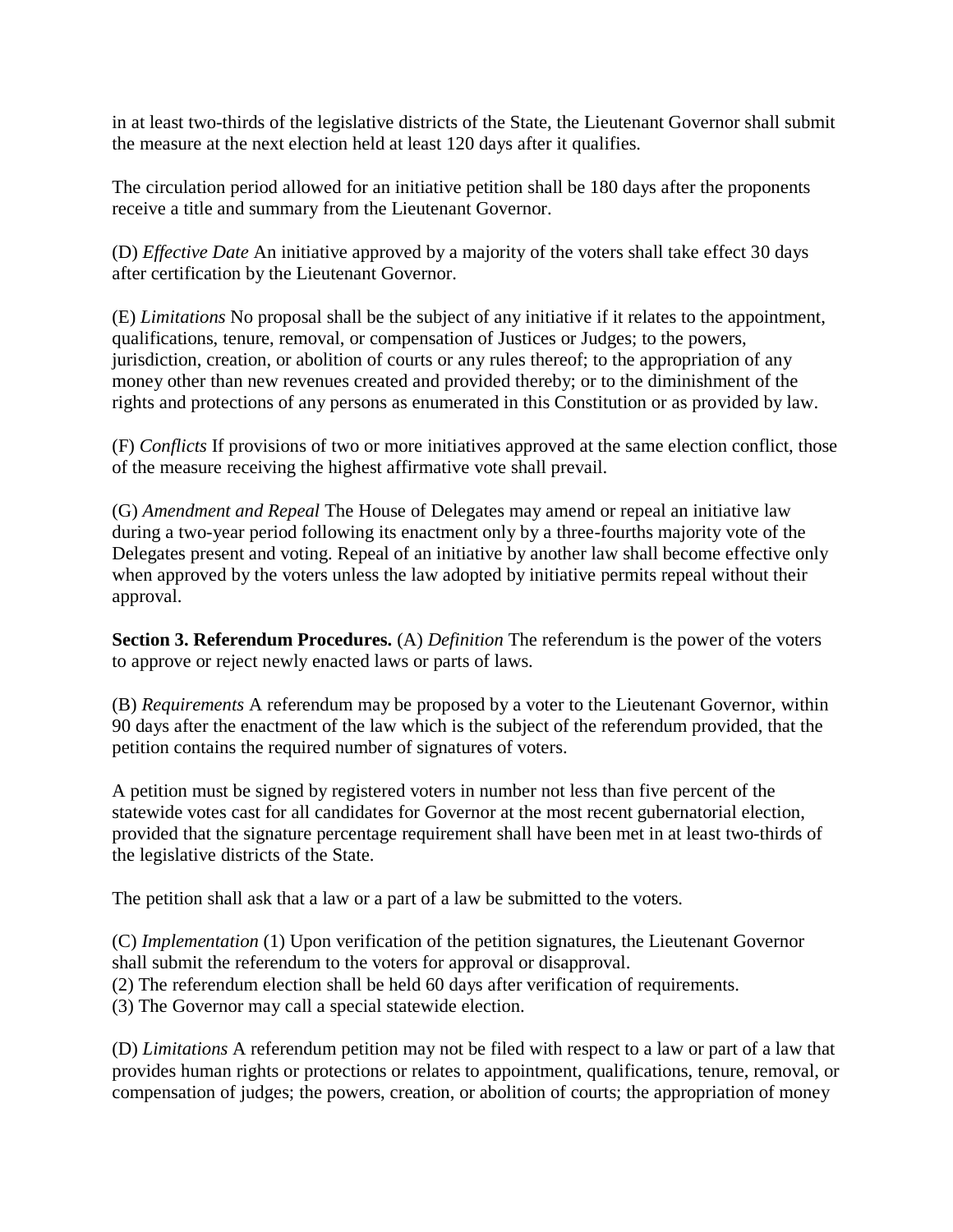in at least two-thirds of the legislative districts of the State, the Lieutenant Governor shall submit the measure at the next election held at least 120 days after it qualifies.

The circulation period allowed for an initiative petition shall be 180 days after the proponents receive a title and summary from the Lieutenant Governor.

(D) *Effective Date* An initiative approved by a majority of the voters shall take effect 30 days after certification by the Lieutenant Governor.

(E) *Limitations* No proposal shall be the subject of any initiative if it relates to the appointment, qualifications, tenure, removal, or compensation of Justices or Judges; to the powers, jurisdiction, creation, or abolition of courts or any rules thereof; to the appropriation of any money other than new revenues created and provided thereby; or to the diminishment of the rights and protections of any persons as enumerated in this Constitution or as provided by law.

(F) *Conflicts* If provisions of two or more initiatives approved at the same election conflict, those of the measure receiving the highest affirmative vote shall prevail.

(G) *Amendment and Repeal* The House of Delegates may amend or repeal an initiative law during a two-year period following its enactment only by a three-fourths majority vote of the Delegates present and voting. Repeal of an initiative by another law shall become effective only when approved by the voters unless the law adopted by initiative permits repeal without their approval.

**Section 3. Referendum Procedures.** (A) *Definition* The referendum is the power of the voters to approve or reject newly enacted laws or parts of laws.

(B) *Requirements* A referendum may be proposed by a voter to the Lieutenant Governor, within 90 days after the enactment of the law which is the subject of the referendum provided, that the petition contains the required number of signatures of voters.

A petition must be signed by registered voters in number not less than five percent of the statewide votes cast for all candidates for Governor at the most recent gubernatorial election, provided that the signature percentage requirement shall have been met in at least two-thirds of the legislative districts of the State.

The petition shall ask that a law or a part of a law be submitted to the voters.

(C) *Implementation* (1) Upon verification of the petition signatures, the Lieutenant Governor shall submit the referendum to the voters for approval or disapproval.
(2) The referendum election shall be held 60 days after verification of requirements.
(3) The Governor may call a special statewide election.

(D) *Limitations* A referendum petition may not be filed with respect to a law or part of a law that provides human rights or protections or relates to appointment, qualifications, tenure, removal, or compensation of judges; the powers, creation, or abolition of courts; the appropriation of money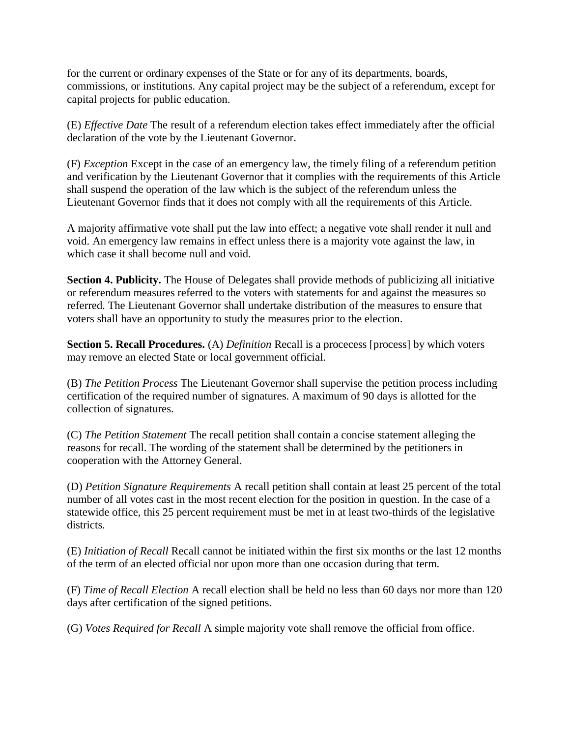for the current or ordinary expenses of the State or for any of its departments, boards, commissions, or institutions. Any capital project may be the subject of a referendum, except for capital projects for public education.

(E) *Effective Date* The result of a referendum election takes effect immediately after the official declaration of the vote by the Lieutenant Governor.

(F) *Exception* Except in the case of an emergency law, the timely filing of a referendum petition and verification by the Lieutenant Governor that it complies with the requirements of this Article shall suspend the operation of the law which is the subject of the referendum unless the Lieutenant Governor finds that it does not comply with all the requirements of this Article.

A majority affirmative vote shall put the law into effect; a negative vote shall render it null and void. An emergency law remains in effect unless there is a majority vote against the law, in which case it shall become null and void.

**Section 4. Publicity.** The House of Delegates shall provide methods of publicizing all initiative or referendum measures referred to the voters with statements for and against the measures so referred. The Lieutenant Governor shall undertake distribution of the measures to ensure that voters shall have an opportunity to study the measures prior to the election.

**Section 5. Recall Procedures.** (A) *Definition* Recall is a procecess [process] by which voters may remove an elected State or local government official.

(B) *The Petition Process* The Lieutenant Governor shall supervise the petition process including certification of the required number of signatures. A maximum of 90 days is allotted for the collection of signatures.

(C) *The Petition Statement* The recall petition shall contain a concise statement alleging the reasons for recall. The wording of the statement shall be determined by the petitioners in cooperation with the Attorney General.

(D) *Petition Signature Requirements* A recall petition shall contain at least 25 percent of the total number of all votes cast in the most recent election for the position in question. In the case of a statewide office, this 25 percent requirement must be met in at least two-thirds of the legislative districts.

(E) *Initiation of Recall* Recall cannot be initiated within the first six months or the last 12 months of the term of an elected official nor upon more than one occasion during that term.

(F) *Time of Recall Election* A recall election shall be held no less than 60 days nor more than 120 days after certification of the signed petitions.

(G) *Votes Required for Recall* A simple majority vote shall remove the official from office.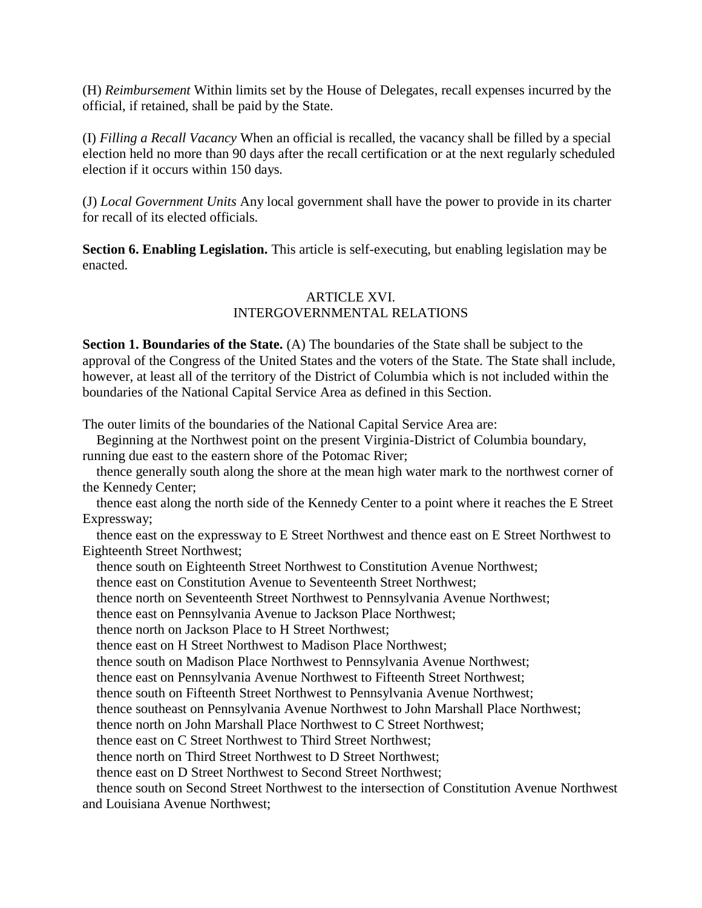(H) *Reimbursement* Within limits set by the House of Delegates, recall expenses incurred by the official, if retained, shall be paid by the State.

(I) *Filling a Recall Vacancy* When an official is recalled, the vacancy shall be filled by a special election held no more than 90 days after the recall certification or at the next regularly scheduled election if it occurs within 150 days.

(J) *Local Government Units* Any local government shall have the power to provide in its charter for recall of its elected officials.

**Section 6. Enabling Legislation.** This article is self-executing, but enabling legislation may be enacted.

## ARTICLE XVI.
## INTERGOVERNMENTAL RELATIONS

**Section 1. Boundaries of the State.** (A) The boundaries of the State shall be subject to the approval of the Congress of the United States and the voters of the State. The State shall include, however, at least all of the territory of the District of Columbia which is not included within the boundaries of the National Capital Service Area as defined in this Section.

The outer limits of the boundaries of the National Capital Service Area are:

Beginning at the Northwest point on the present Virginia-District of Columbia boundary, running due east to the eastern shore of the Potomac River;

thence generally south along the shore at the mean high water mark to the northwest corner of the Kennedy Center;

thence east along the north side of the Kennedy Center to a point where it reaches the E Street Expressway;

thence east on the expressway to E Street Northwest and thence east on E Street Northwest to Eighteenth Street Northwest;

thence south on Eighteenth Street Northwest to Constitution Avenue Northwest;

thence east on Constitution Avenue to Seventeenth Street Northwest;

thence north on Seventeenth Street Northwest to Pennsylvania Avenue Northwest;

thence east on Pennsylvania Avenue to Jackson Place Northwest;

thence north on Jackson Place to H Street Northwest;

thence east on H Street Northwest to Madison Place Northwest;

thence south on Madison Place Northwest to Pennsylvania Avenue Northwest;

thence east on Pennsylvania Avenue Northwest to Fifteenth Street Northwest;

thence south on Fifteenth Street Northwest to Pennsylvania Avenue Northwest;

thence southeast on Pennsylvania Avenue Northwest to John Marshall Place Northwest;

thence north on John Marshall Place Northwest to C Street Northwest;

thence east on C Street Northwest to Third Street Northwest;

thence north on Third Street Northwest to D Street Northwest;

thence east on D Street Northwest to Second Street Northwest;

thence south on Second Street Northwest to the intersection of Constitution Avenue Northwest and Louisiana Avenue Northwest;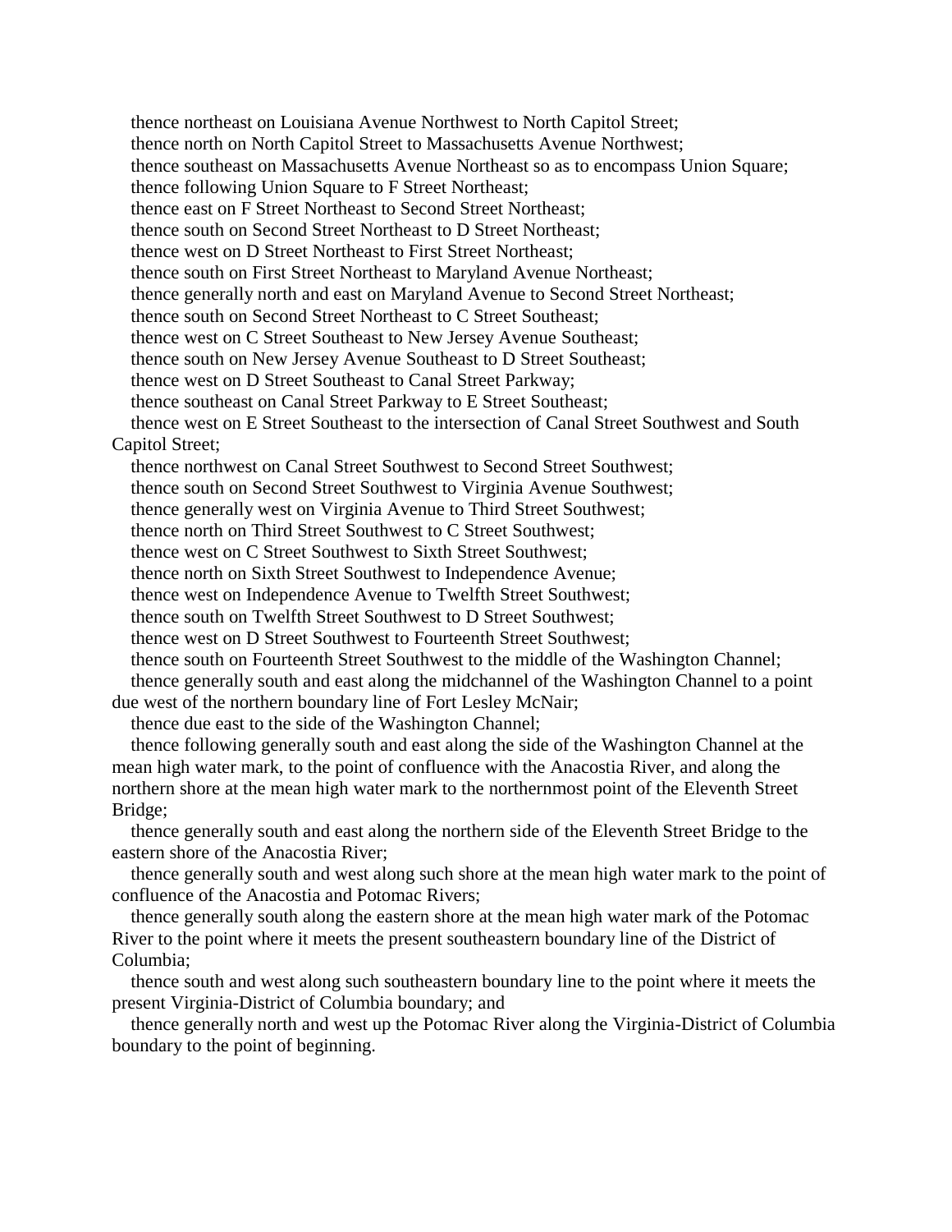thence northeast on Louisiana Avenue Northwest to North Capitol Street;

thence north on North Capitol Street to Massachusetts Avenue Northwest;

thence southeast on Massachusetts Avenue Northeast so as to encompass Union Square;

thence following Union Square to F Street Northeast;

thence east on F Street Northeast to Second Street Northeast;

thence south on Second Street Northeast to D Street Northeast;

thence west on D Street Northeast to First Street Northeast;

thence south on First Street Northeast to Maryland Avenue Northeast;

thence generally north and east on Maryland Avenue to Second Street Northeast;

thence south on Second Street Northeast to C Street Southeast;

thence west on C Street Southeast to New Jersey Avenue Southeast;

thence south on New Jersey Avenue Southeast to D Street Southeast;

thence west on D Street Southeast to Canal Street Parkway;

thence southeast on Canal Street Parkway to E Street Southeast;

thence west on E Street Southeast to the intersection of Canal Street Southwest and South Capitol Street;

thence northwest on Canal Street Southwest to Second Street Southwest;

thence south on Second Street Southwest to Virginia Avenue Southwest;

thence generally west on Virginia Avenue to Third Street Southwest;

thence north on Third Street Southwest to C Street Southwest;

thence west on C Street Southwest to Sixth Street Southwest;

thence north on Sixth Street Southwest to Independence Avenue;

thence west on Independence Avenue to Twelfth Street Southwest;

thence south on Twelfth Street Southwest to D Street Southwest;

thence west on D Street Southwest to Fourteenth Street Southwest;

thence south on Fourteenth Street Southwest to the middle of the Washington Channel;

thence generally south and east along the midchannel of the Washington Channel to a point due west of the northern boundary line of Fort Lesley McNair;

thence due east to the side of the Washington Channel;

thence following generally south and east along the side of the Washington Channel at the mean high water mark, to the point of confluence with the Anacostia River, and along the northern shore at the mean high water mark to the northernmost point of the Eleventh Street Bridge;

thence generally south and east along the northern side of the Eleventh Street Bridge to the eastern shore of the Anacostia River;

thence generally south and west along such shore at the mean high water mark to the point of confluence of the Anacostia and Potomac Rivers;

thence generally south along the eastern shore at the mean high water mark of the Potomac River to the point where it meets the present southeastern boundary line of the District of Columbia;

thence south and west along such southeastern boundary line to the point where it meets the present Virginia-District of Columbia boundary; and

thence generally north and west up the Potomac River along the Virginia-District of Columbia boundary to the point of beginning.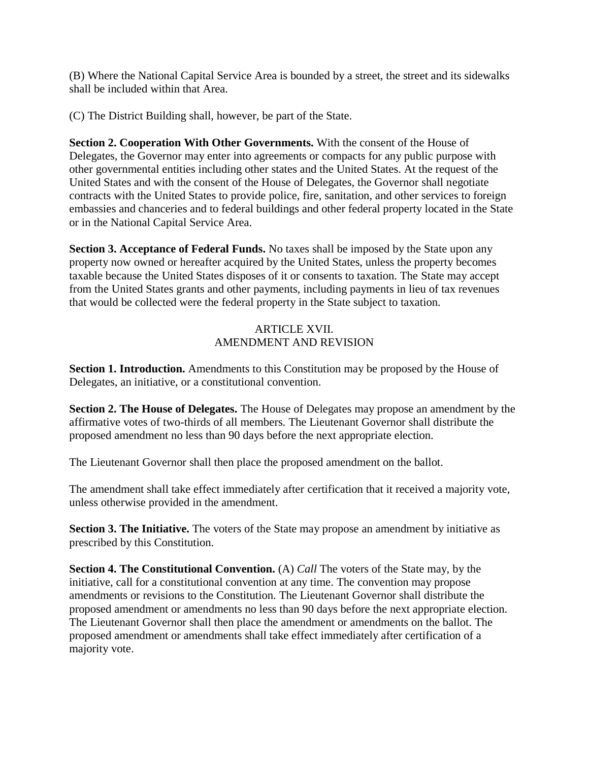(B) Where the National Capital Service Area is bounded by a street, the street and its sidewalks shall be included within that Area.

(C) The District Building shall, however, be part of the State.

**Section 2. Cooperation With Other Governments.** With the consent of the House of Delegates, the Governor may enter into agreements or compacts for any public purpose with other governmental entities including other states and the United States. At the request of the United States and with the consent of the House of Delegates, the Governor shall negotiate contracts with the United States to provide police, fire, sanitation, and other services to foreign embassies and chanceries and to federal buildings and other federal property located in the State or in the National Capital Service Area.

**Section 3. Acceptance of Federal Funds.** No taxes shall be imposed by the State upon any property now owned or hereafter acquired by the United States, unless the property becomes taxable because the United States disposes of it or consents to taxation. The State may accept from the United States grants and other payments, including payments in lieu of tax revenues that would be collected were the federal property in the State subject to taxation.

## ARTICLE XVII.
## AMENDMENT AND REVISION

**Section 1. Introduction.** Amendments to this Constitution may be proposed by the House of Delegates, an initiative, or a constitutional convention.

**Section 2. The House of Delegates.** The House of Delegates may propose an amendment by the affirmative votes of two-thirds of all members. The Lieutenant Governor shall distribute the proposed amendment no less than 90 days before the next appropriate election.

The Lieutenant Governor shall then place the proposed amendment on the ballot.

The amendment shall take effect immediately after certification that it received a majority vote, unless otherwise provided in the amendment.

**Section 3. The Initiative.** The voters of the State may propose an amendment by initiative as prescribed by this Constitution.

**Section 4. The Constitutional Convention.** (A) *Call* The voters of the State may, by the initiative, call for a constitutional convention at any time. The convention may propose amendments or revisions to the Constitution. The Lieutenant Governor shall distribute the proposed amendment or amendments no less than 90 days before the next appropriate election. The Lieutenant Governor shall then place the amendment or amendments on the ballot. The proposed amendment or amendments shall take effect immediately after certification of a majority vote.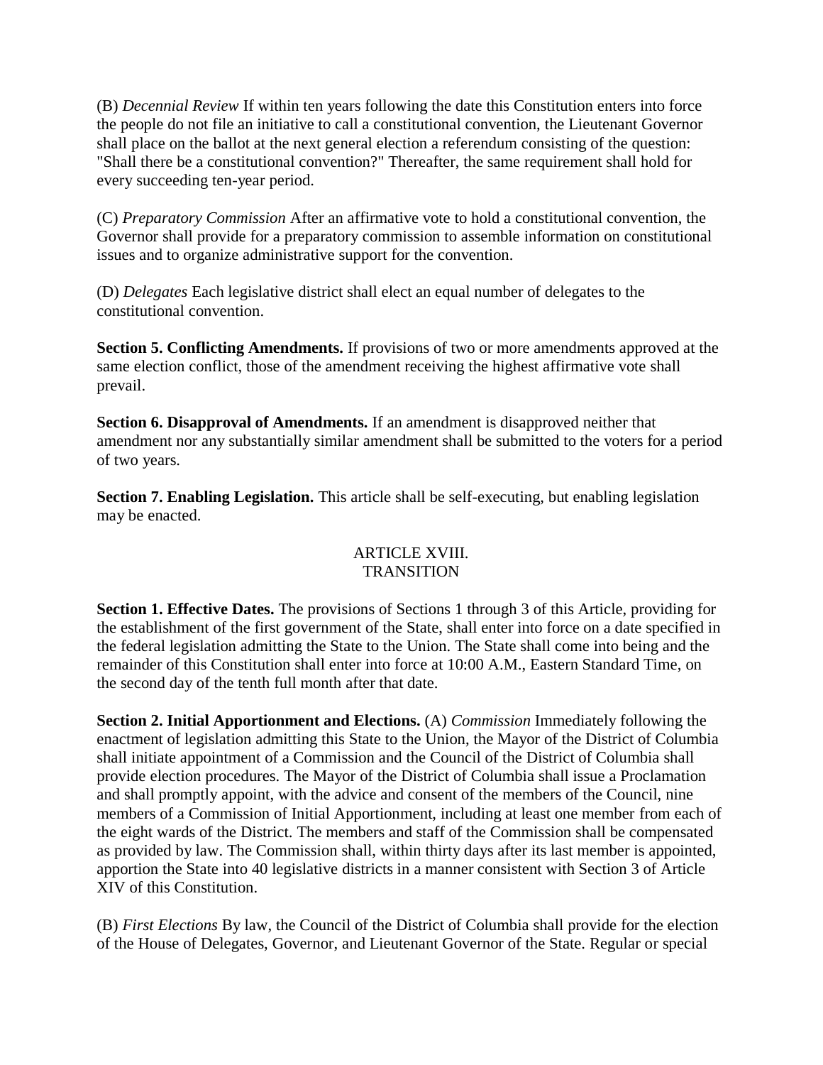(B) *Decennial Review* If within ten years following the date this Constitution enters into force the people do not file an initiative to call a constitutional convention, the Lieutenant Governor shall place on the ballot at the next general election a referendum consisting of the question: "Shall there be a constitutional convention?" Thereafter, the same requirement shall hold for every succeeding ten-year period.

(C) *Preparatory Commission* After an affirmative vote to hold a constitutional convention, the Governor shall provide for a preparatory commission to assemble information on constitutional issues and to organize administrative support for the convention.

(D) *Delegates* Each legislative district shall elect an equal number of delegates to the constitutional convention.

**Section 5. Conflicting Amendments.** If provisions of two or more amendments approved at the same election conflict, those of the amendment receiving the highest affirmative vote shall prevail.

**Section 6. Disapproval of Amendments.** If an amendment is disapproved neither that amendment nor any substantially similar amendment shall be submitted to the voters for a period of two years.

**Section 7. Enabling Legislation.** This article shall be self-executing, but enabling legislation may be enacted.

## ARTICLE XVIII. TRANSITION

**Section 1. Effective Dates.** The provisions of Sections 1 through 3 of this Article, providing for the establishment of the first government of the State, shall enter into force on a date specified in the federal legislation admitting the State to the Union. The State shall come into being and the remainder of this Constitution shall enter into force at 10:00 A.M., Eastern Standard Time, on the second day of the tenth full month after that date.

**Section 2. Initial Apportionment and Elections.** (A) *Commission* Immediately following the enactment of legislation admitting this State to the Union, the Mayor of the District of Columbia shall initiate appointment of a Commission and the Council of the District of Columbia shall provide election procedures. The Mayor of the District of Columbia shall issue a Proclamation and shall promptly appoint, with the advice and consent of the members of the Council, nine members of a Commission of Initial Apportionment, including at least one member from each of the eight wards of the District. The members and staff of the Commission shall be compensated as provided by law. The Commission shall, within thirty days after its last member is appointed, apportion the State into 40 legislative districts in a manner consistent with Section 3 of Article XIV of this Constitution.

(B) *First Elections* By law, the Council of the District of Columbia shall provide for the election of the House of Delegates, Governor, and Lieutenant Governor of the State. Regular or special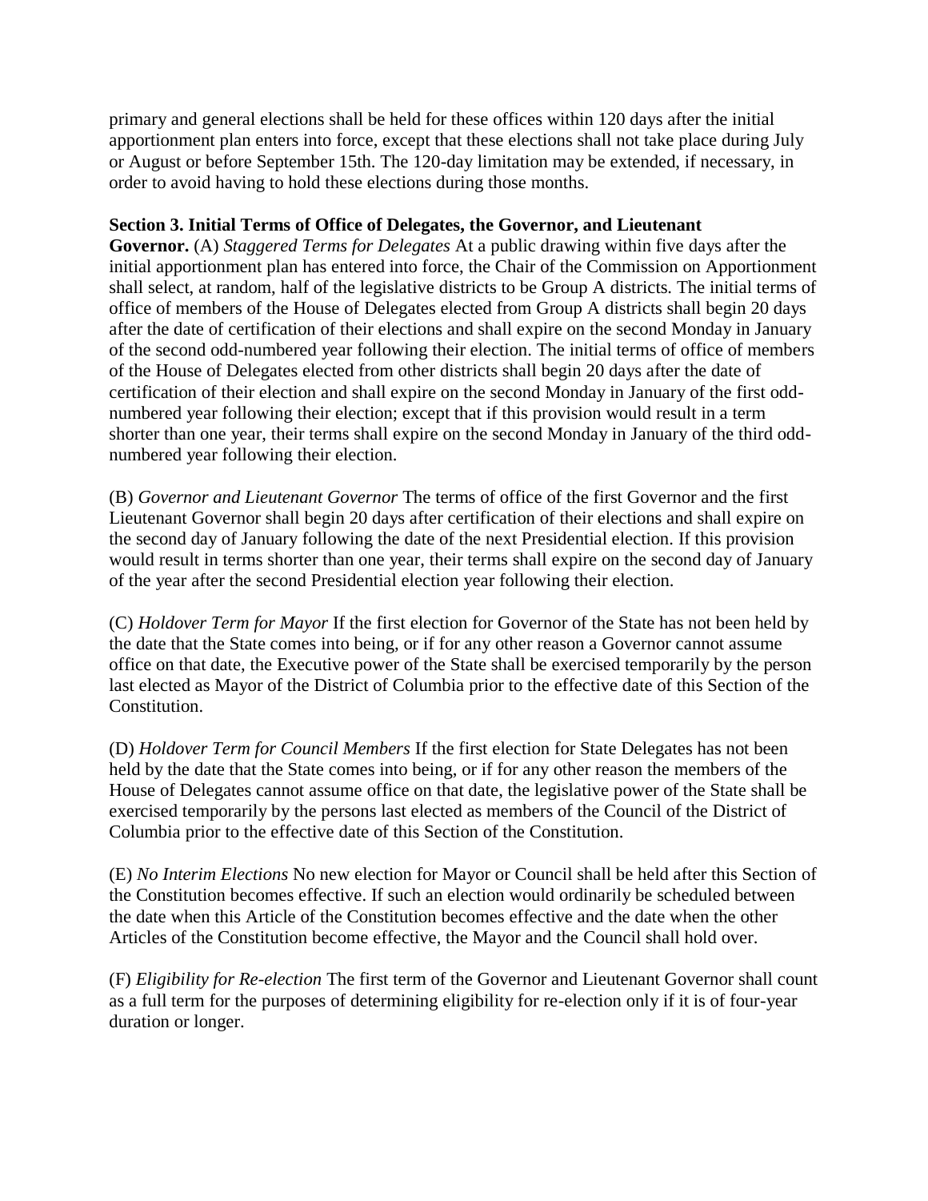primary and general elections shall be held for these offices within 120 days after the initial apportionment plan enters into force, except that these elections shall not take place during July or August or before September 15th. The 120-day limitation may be extended, if necessary, in order to avoid having to hold these elections during those months.

**Section 3. Initial Terms of Office of Delegates, the Governor, and Lieutenant Governor.** (A) *Staggered Terms for Delegates* At a public drawing within five days after the initial apportionment plan has entered into force, the Chair of the Commission on Apportionment shall select, at random, half of the legislative districts to be Group A districts. The initial terms of office of members of the House of Delegates elected from Group A districts shall begin 20 days after the date of certification of their elections and shall expire on the second Monday in January of the second odd-numbered year following their election. The initial terms of office of members of the House of Delegates elected from other districts shall begin 20 days after the date of certification of their election and shall expire on the second Monday in January of the first odd-numbered year following their election; except that if this provision would result in a term shorter than one year, their terms shall expire on the second Monday in January of the third odd-numbered year following their election.

(B) *Governor and Lieutenant Governor* The terms of office of the first Governor and the first Lieutenant Governor shall begin 20 days after certification of their elections and shall expire on the second day of January following the date of the next Presidential election. If this provision would result in terms shorter than one year, their terms shall expire on the second day of January of the year after the second Presidential election year following their election.

(C) *Holdover Term for Mayor* If the first election for Governor of the State has not been held by the date that the State comes into being, or if for any other reason a Governor cannot assume office on that date, the Executive power of the State shall be exercised temporarily by the person last elected as Mayor of the District of Columbia prior to the effective date of this Section of the Constitution.

(D) *Holdover Term for Council Members* If the first election for State Delegates has not been held by the date that the State comes into being, or if for any other reason the members of the House of Delegates cannot assume office on that date, the legislative power of the State shall be exercised temporarily by the persons last elected as members of the Council of the District of Columbia prior to the effective date of this Section of the Constitution.

(E) *No Interim Elections* No new election for Mayor or Council shall be held after this Section of the Constitution becomes effective. If such an election would ordinarily be scheduled between the date when this Article of the Constitution becomes effective and the date when the other Articles of the Constitution become effective, the Mayor and the Council shall hold over.

(F) *Eligibility for Re-election* The first term of the Governor and Lieutenant Governor shall count as a full term for the purposes of determining eligibility for re-election only if it is of four-year duration or longer.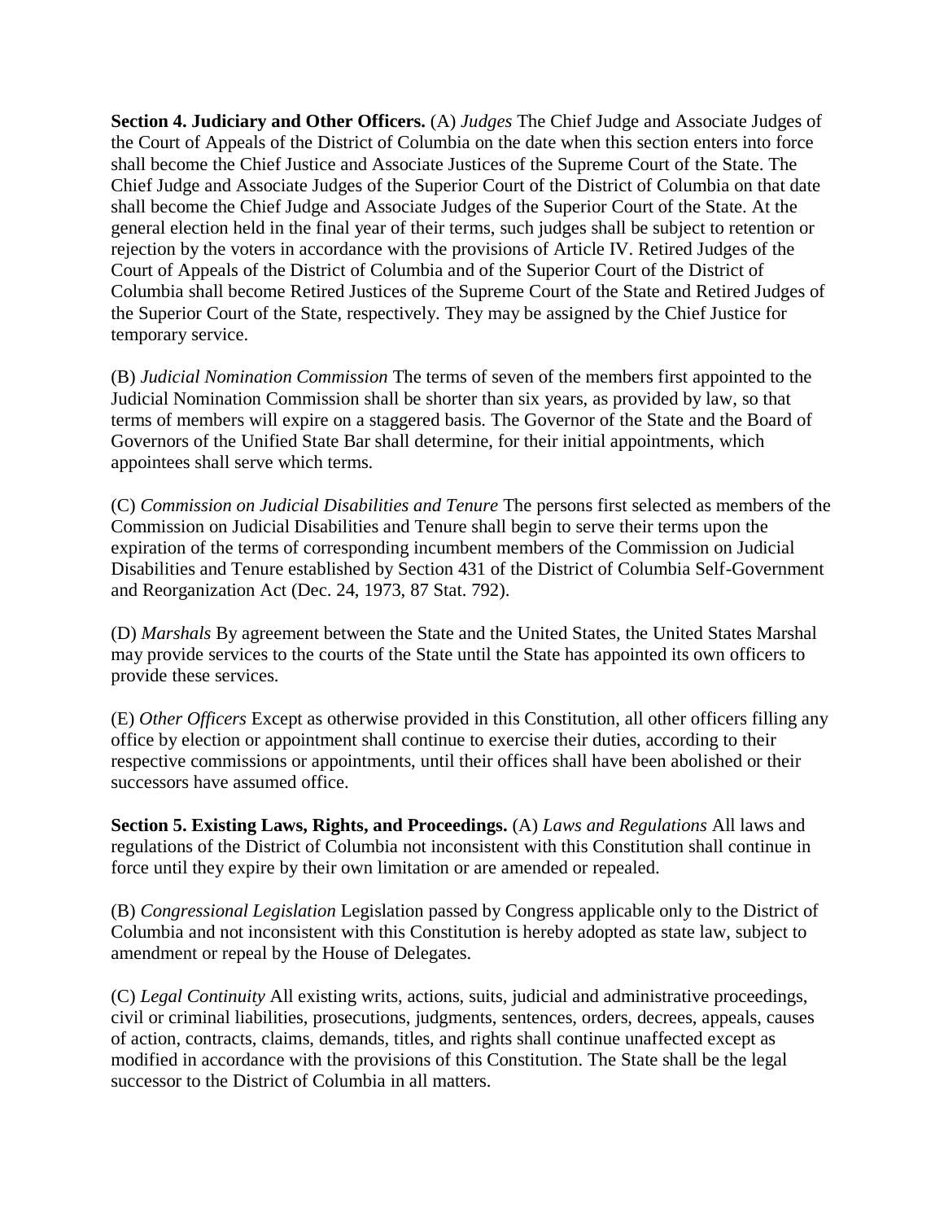**Section 4. Judiciary and Other Officers.** (A) *Judges* The Chief Judge and Associate Judges of the Court of Appeals of the District of Columbia on the date when this section enters into force shall become the Chief Justice and Associate Justices of the Supreme Court of the State. The Chief Judge and Associate Judges of the Superior Court of the District of Columbia on that date shall become the Chief Judge and Associate Judges of the Superior Court of the State. At the general election held in the final year of their terms, such judges shall be subject to retention or rejection by the voters in accordance with the provisions of Article IV. Retired Judges of the Court of Appeals of the District of Columbia and of the Superior Court of the District of Columbia shall become Retired Justices of the Supreme Court of the State and Retired Judges of the Superior Court of the State, respectively. They may be assigned by the Chief Justice for temporary service.

(B) *Judicial Nomination Commission* The terms of seven of the members first appointed to the Judicial Nomination Commission shall be shorter than six years, as provided by law, so that terms of members will expire on a staggered basis. The Governor of the State and the Board of Governors of the Unified State Bar shall determine, for their initial appointments, which appointees shall serve which terms.

(C) *Commission on Judicial Disabilities and Tenure* The persons first selected as members of the Commission on Judicial Disabilities and Tenure shall begin to serve their terms upon the expiration of the terms of corresponding incumbent members of the Commission on Judicial Disabilities and Tenure established by Section 431 of the District of Columbia Self-Government and Reorganization Act (Dec. 24, 1973, 87 Stat. 792).

(D) *Marshals* By agreement between the State and the United States, the United States Marshal may provide services to the courts of the State until the State has appointed its own officers to provide these services.

(E) *Other Officers* Except as otherwise provided in this Constitution, all other officers filling any office by election or appointment shall continue to exercise their duties, according to their respective commissions or appointments, until their offices shall have been abolished or their successors have assumed office.

**Section 5. Existing Laws, Rights, and Proceedings.** (A) *Laws and Regulations* All laws and regulations of the District of Columbia not inconsistent with this Constitution shall continue in force until they expire by their own limitation or are amended or repealed.

(B) *Congressional Legislation* Legislation passed by Congress applicable only to the District of Columbia and not inconsistent with this Constitution is hereby adopted as state law, subject to amendment or repeal by the House of Delegates.

(C) *Legal Continuity* All existing writs, actions, suits, judicial and administrative proceedings, civil or criminal liabilities, prosecutions, judgments, sentences, orders, decrees, appeals, causes of action, contracts, claims, demands, titles, and rights shall continue unaffected except as modified in accordance with the provisions of this Constitution. The State shall be the legal successor to the District of Columbia in all matters.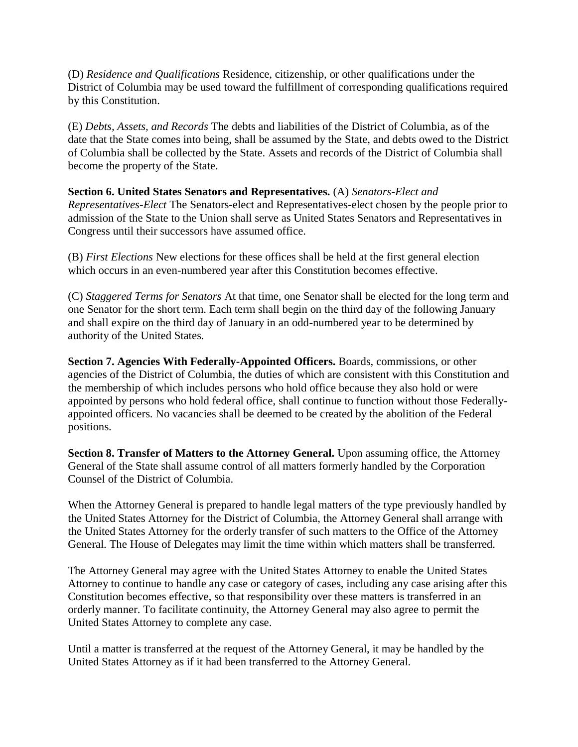(D) *Residence and Qualifications* Residence, citizenship, or other qualifications under the District of Columbia may be used toward the fulfillment of corresponding qualifications required by this Constitution.

(E) *Debts, Assets, and Records* The debts and liabilities of the District of Columbia, as of the date that the State comes into being, shall be assumed by the State, and debts owed to the District of Columbia shall be collected by the State. Assets and records of the District of Columbia shall become the property of the State.

**Section 6. United States Senators and Representatives.** (A) *Senators-Elect and Representatives-Elect* The Senators-elect and Representatives-elect chosen by the people prior to admission of the State to the Union shall serve as United States Senators and Representatives in Congress until their successors have assumed office.

(B) *First Elections* New elections for these offices shall be held at the first general election which occurs in an even-numbered year after this Constitution becomes effective.

(C) *Staggered Terms for Senators* At that time, one Senator shall be elected for the long term and one Senator for the short term. Each term shall begin on the third day of the following January and shall expire on the third day of January in an odd-numbered year to be determined by authority of the United States.

**Section 7. Agencies With Federally-Appointed Officers.** Boards, commissions, or other agencies of the District of Columbia, the duties of which are consistent with this Constitution and the membership of which includes persons who hold office because they also hold or were appointed by persons who hold federal office, shall continue to function without those Federally-appointed officers. No vacancies shall be deemed to be created by the abolition of the Federal positions.

**Section 8. Transfer of Matters to the Attorney General.** Upon assuming office, the Attorney General of the State shall assume control of all matters formerly handled by the Corporation Counsel of the District of Columbia.

When the Attorney General is prepared to handle legal matters of the type previously handled by the United States Attorney for the District of Columbia, the Attorney General shall arrange with the United States Attorney for the orderly transfer of such matters to the Office of the Attorney General. The House of Delegates may limit the time within which matters shall be transferred.

The Attorney General may agree with the United States Attorney to enable the United States Attorney to continue to handle any case or category of cases, including any case arising after this Constitution becomes effective, so that responsibility over these matters is transferred in an orderly manner. To facilitate continuity, the Attorney General may also agree to permit the United States Attorney to complete any case.

Until a matter is transferred at the request of the Attorney General, it may be handled by the United States Attorney as if it had been transferred to the Attorney General.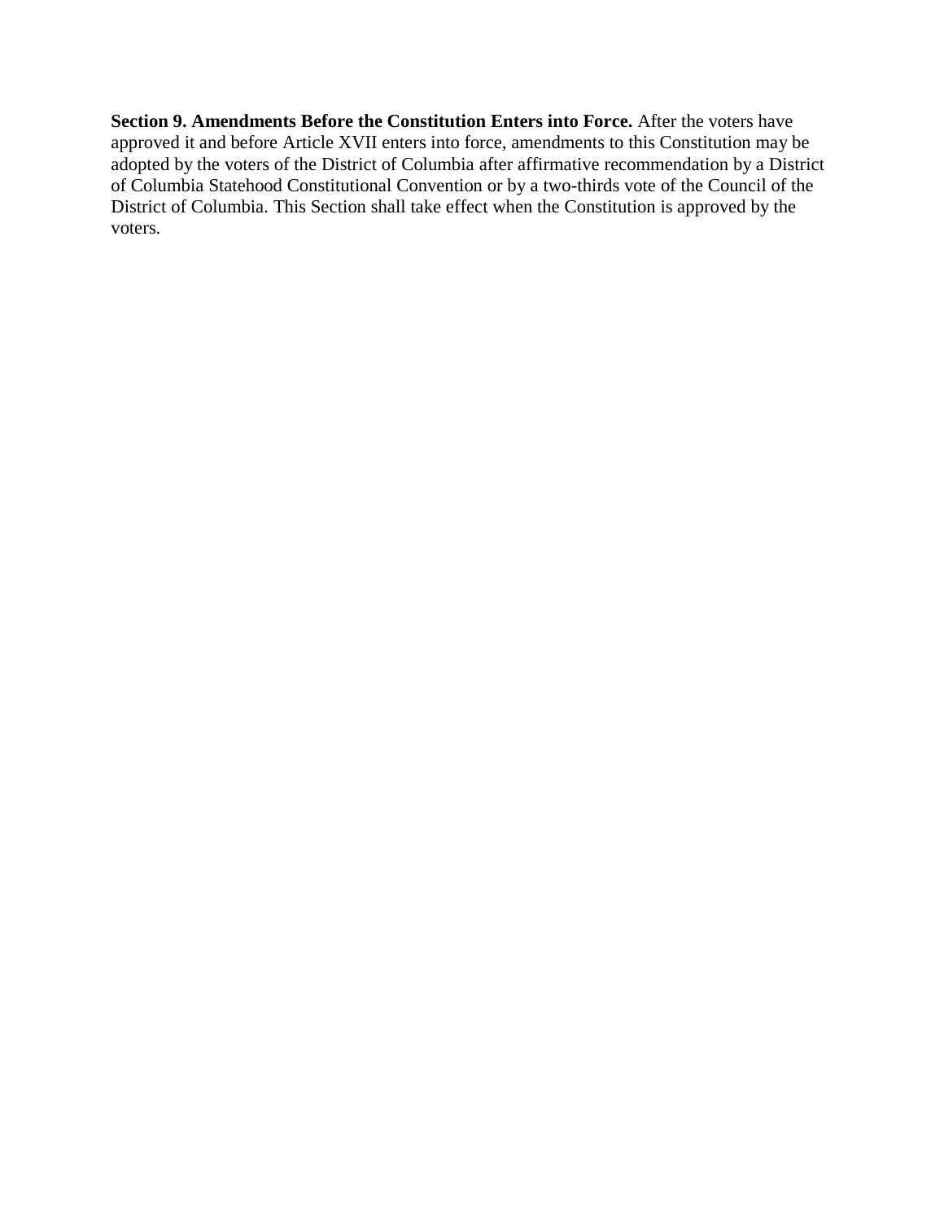**Section 9. Amendments Before the Constitution Enters into Force.** After the voters have approved it and before Article XVII enters into force, amendments to this Constitution may be adopted by the voters of the District of Columbia after affirmative recommendation by a District of Columbia Statehood Constitutional Convention or by a two-thirds vote of the Council of the District of Columbia. This Section shall take effect when the Constitution is approved by the voters.